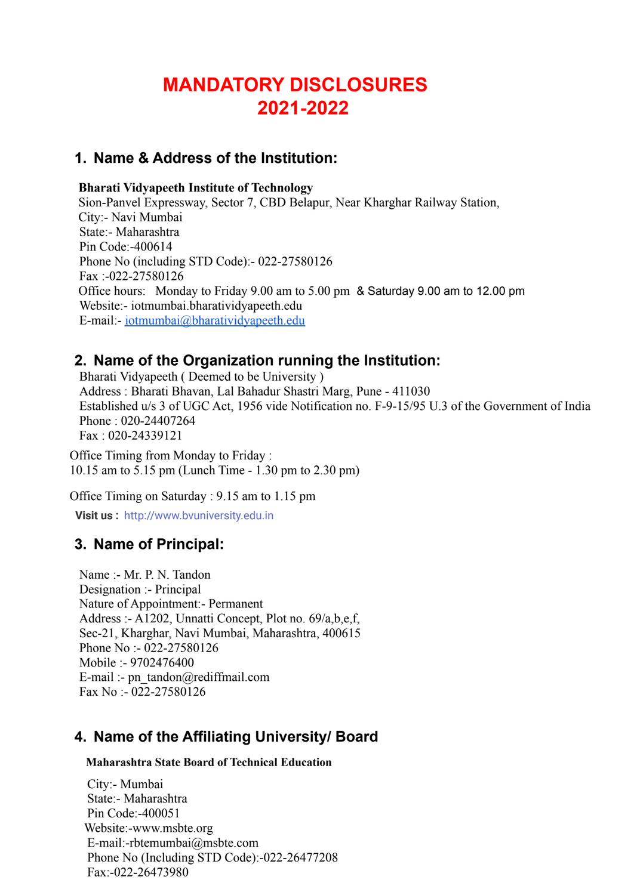# MANDATORY DISCLOSURES 2021-2022

## 1. Name & Address of the Institution:

**Bharati Vidyapeeth Institute of Technology**
Sion-Panvel Expressway, Sector 7, CBD Belapur, Near Kharghar Railway Station,
City:- Navi Mumbai
State:- Maharashtra
Pin Code:-400614
Phone No (including STD Code):- 022-27580126
Fax :-022-27580126
Office hours: Monday to Friday 9.00 am to 5.00 pm & Saturday 9.00 am to 12.00 pm
Website:- iotmumbai.bharatividyapeeth.edu
E-mail:- iotmumbai@bharatividyapeeth.edu

## 2. Name of the Organization running the Institution:

Bharati Vidyapeeth ( Deemed to be University )
Address : Bharati Bhavan, Lal Bahadur Shastri Marg, Pune - 411030
Established u/s 3 of UGC Act, 1956 vide Notification no. F-9-15/95 U.3 of the Government of India
Phone : 020-24407264
Fax : 020-24339121

Office Timing from Monday to Friday :
10.15 am to 5.15 pm (Lunch Time - 1.30 pm to 2.30 pm)

Office Timing on Saturday : 9.15 am to 1.15 pm

**Visit us :** http://www.bvuniversity.edu.in

## 3. Name of Principal:

Name :- Mr. P. N. Tandon
Designation :- Principal
Nature of Appointment:- Permanent
Address :- A1202, Unnatti Concept, Plot no. 69/a,b,e,f,
Sec-21, Kharghar, Navi Mumbai, Maharashtra, 400615
Phone No :- 022-27580126
Mobile :- 9702476400
E-mail :- pn_tandon@rediffmail.com
Fax No :- 022-27580126

## 4. Name of the Affiliating University/ Board

**Maharashtra State Board of Technical Education**

City:- Mumbai
State:- Maharashtra
Pin Code:-400051
Website:-www.msbte.org
E-mail:-rbtemumbai@msbte.com
Phone No (Including STD Code):-022-26477208
Fax:-022-26473980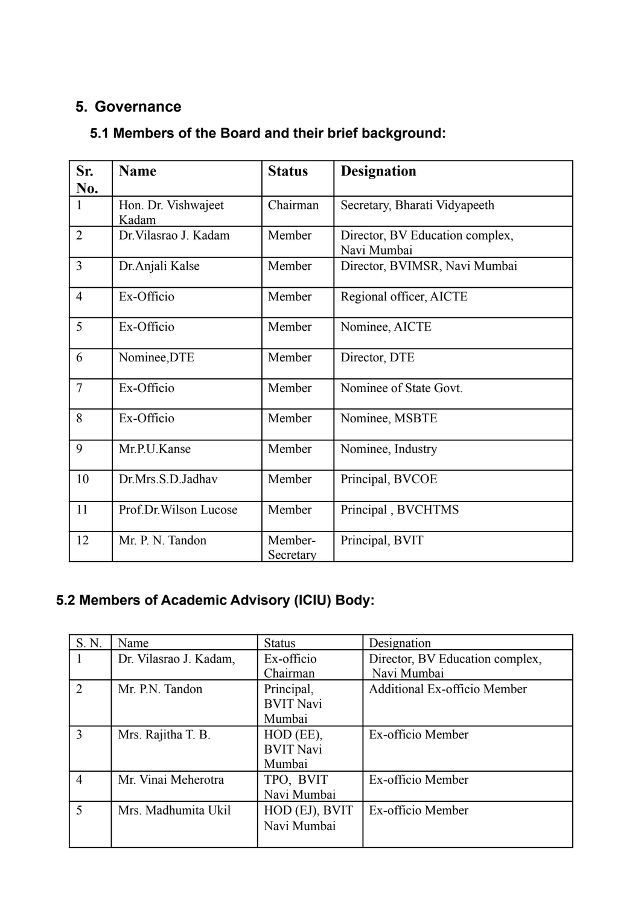## 5. Governance

### 5.1 Members of the Board and their brief background:

| Sr. No. | Name | Status | Designation |
|---|---|---|---|
| 1 | Hon. Dr. Vishwajeet Kadam | Chairman | Secretary, Bharati Vidyapeeth |
| 2 | Dr.Vilasrao J. Kadam | Member | Director, BV Education complex, Navi Mumbai |
| 3 | Dr.Anjali Kalse | Member | Director, BVIMSR, Navi Mumbai |
| 4 | Ex-Officio | Member | Regional officer, AICTE |
| 5 | Ex-Officio | Member | Nominee, AICTE |
| 6 | Nominee,DTE | Member | Director, DTE |
| 7 | Ex-Officio | Member | Nominee of State Govt. |
| 8 | Ex-Officio | Member | Nominee, MSBTE |
| 9 | Mr.P.U.Kanse | Member | Nominee, Industry |
| 10 | Dr.Mrs.S.D.Jadhav | Member | Principal, BVCOE |
| 11 | Prof.Dr.Wilson Lucose | Member | Principal , BVCHTMS |
| 12 | Mr. P. N. Tandon | Member-Secretary | Principal, BVIT |

### 5.2 Members of Academic Advisory (ICIU) Body:

| S. N. | Name | Status | Designation |
|---|---|---|---|
| 1 | Dr. Vilasrao J. Kadam, | Ex-officio Chairman | Director, BV Education complex, Navi Mumbai |
| 2 | Mr. P.N. Tandon | Principal, BVIT Navi Mumbai | Additional Ex-officio Member |
| 3 | Mrs. Rajitha T. B. | HOD (EE), BVIT Navi Mumbai | Ex-officio Member |
| 4 | Mr. Vinai Meherotra | TPO, BVIT Navi Mumbai | Ex-officio Member |
| 5 | Mrs. Madhumita Ukil | HOD (EJ), BVIT Navi Mumbai | Ex-officio Member |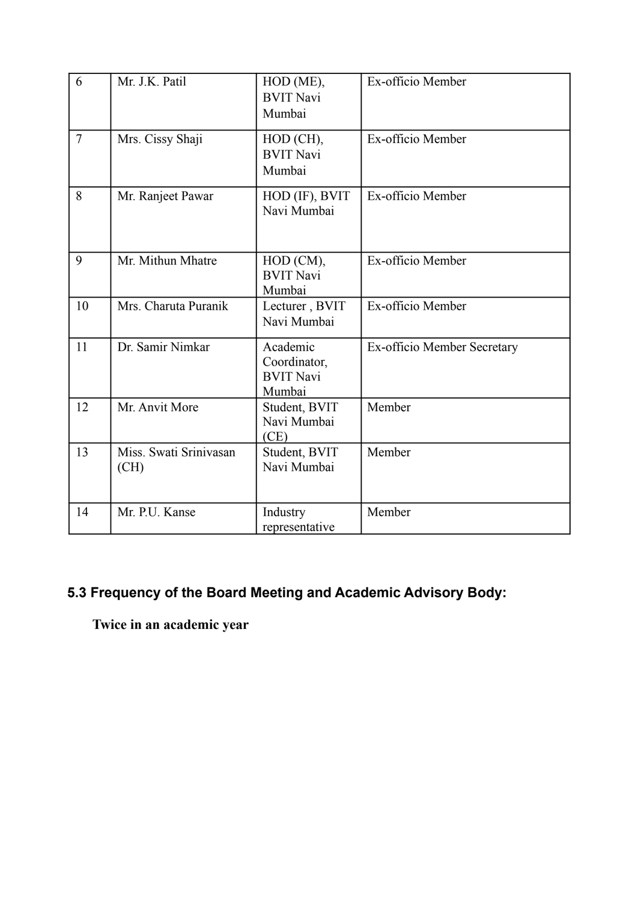| 6 | Mr. J.K. Patil | HOD (ME), BVIT Navi Mumbai | Ex-officio Member |
|---|---|---|---|
| 7 | Mrs. Cissy Shaji | HOD (CH), BVIT Navi Mumbai | Ex-officio Member |
| 8 | Mr. Ranjeet Pawar | HOD (IF), BVIT Navi Mumbai | Ex-officio Member |
| 9 | Mr. Mithun Mhatre | HOD (CM), BVIT Navi Mumbai | Ex-officio Member |
| 10 | Mrs. Charuta Puranik | Lecturer , BVIT Navi Mumbai | Ex-officio Member |
| 11 | Dr. Samir Nimkar | Academic Coordinator, BVIT Navi Mumbai | Ex-officio Member Secretary |
| 12 | Mr. Anvit More | Student, BVIT Navi Mumbai (CE) | Member |
| 13 | Miss. Swati Srinivasan (CH) | Student, BVIT Navi Mumbai | Member |
| 14 | Mr. P.U. Kanse | Industry representative | Member |

### 5.3 Frequency of the Board Meeting and Academic Advisory Body:

**Twice in an academic year**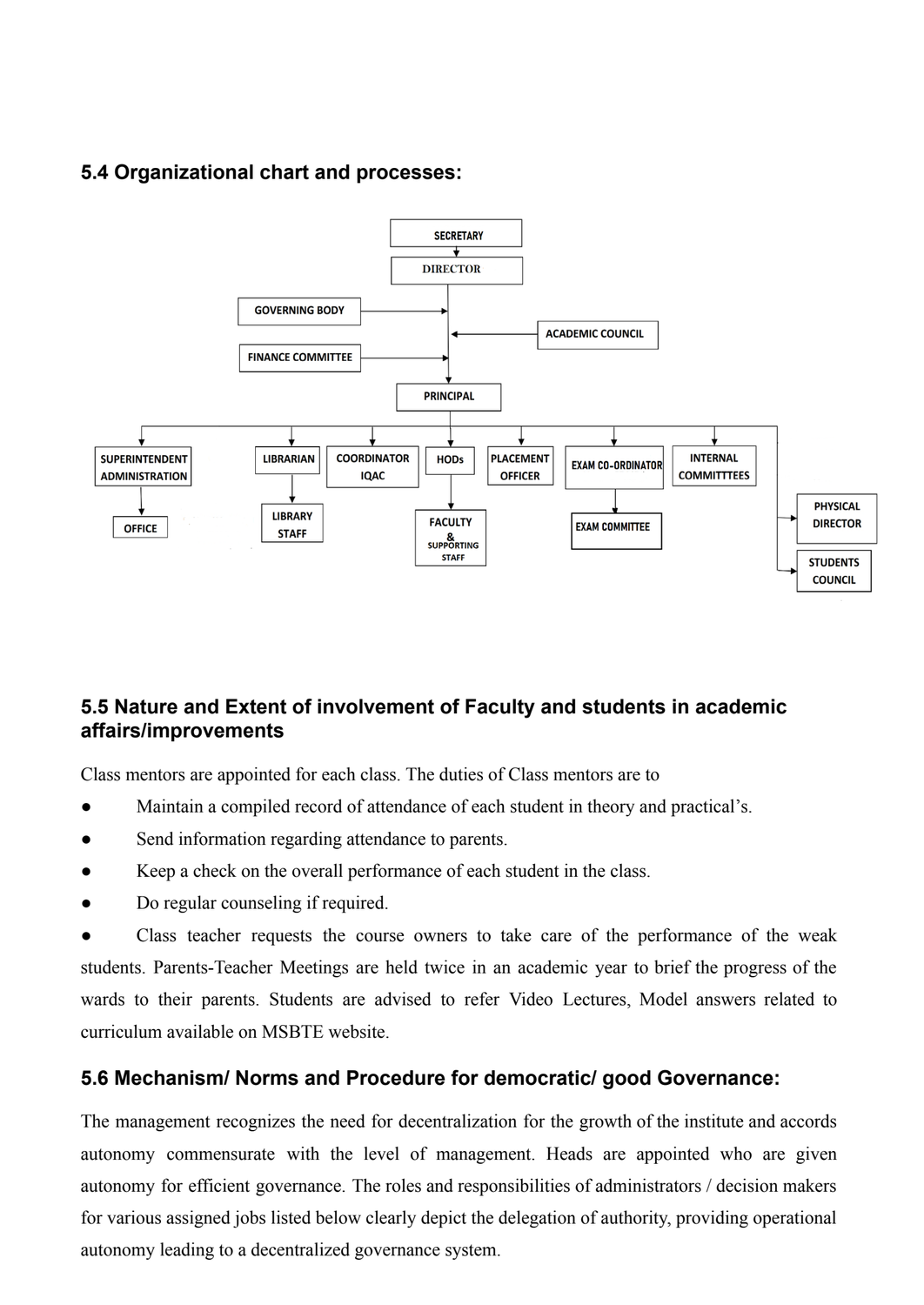## 5.4 Organizational chart and processes:

- SECRETARY
  - DIRECTOR
    - GOVERNING BODY
    - FINANCE COMMITTEE
    - ACADEMIC COUNCIL
    - PRINCIPAL
      - SUPERINTENDENT ADMINISTRATION
        - OFFICE
      - LIBRARIAN
        - LIBRARY STAFF
      - COORDINATOR IQAC
      - HODs
        - FACULTY & SUPPORTING STAFF
      - PLACEMENT OFFICER
      - EXAM CO-ORDINATOR
        - EXAM COMMITTEE
      - INTERNAL COMMITTTEES
      - PHYSICAL DIRECTOR
      - STUDENTS COUNCIL

## 5.5 Nature and Extent of involvement of Faculty and students in academic affairs/improvements

Class mentors are appointed for each class. The duties of Class mentors are to

- Maintain a compiled record of attendance of each student in theory and practical's.
- Send information regarding attendance to parents.
- Keep a check on the overall performance of each student in the class.
- Do regular counseling if required.
- Class teacher requests the course owners to take care of the performance of the weak students. Parents-Teacher Meetings are held twice in an academic year to brief the progress of the wards to their parents. Students are advised to refer Video Lectures, Model answers related to curriculum available on MSBTE website.

## 5.6 Mechanism/ Norms and Procedure for democratic/ good Governance:

The management recognizes the need for decentralization for the growth of the institute and accords autonomy commensurate with the level of management. Heads are appointed who are given autonomy for efficient governance. The roles and responsibilities of administrators / decision makers for various assigned jobs listed below clearly depict the delegation of authority, providing operational autonomy leading to a decentralized governance system.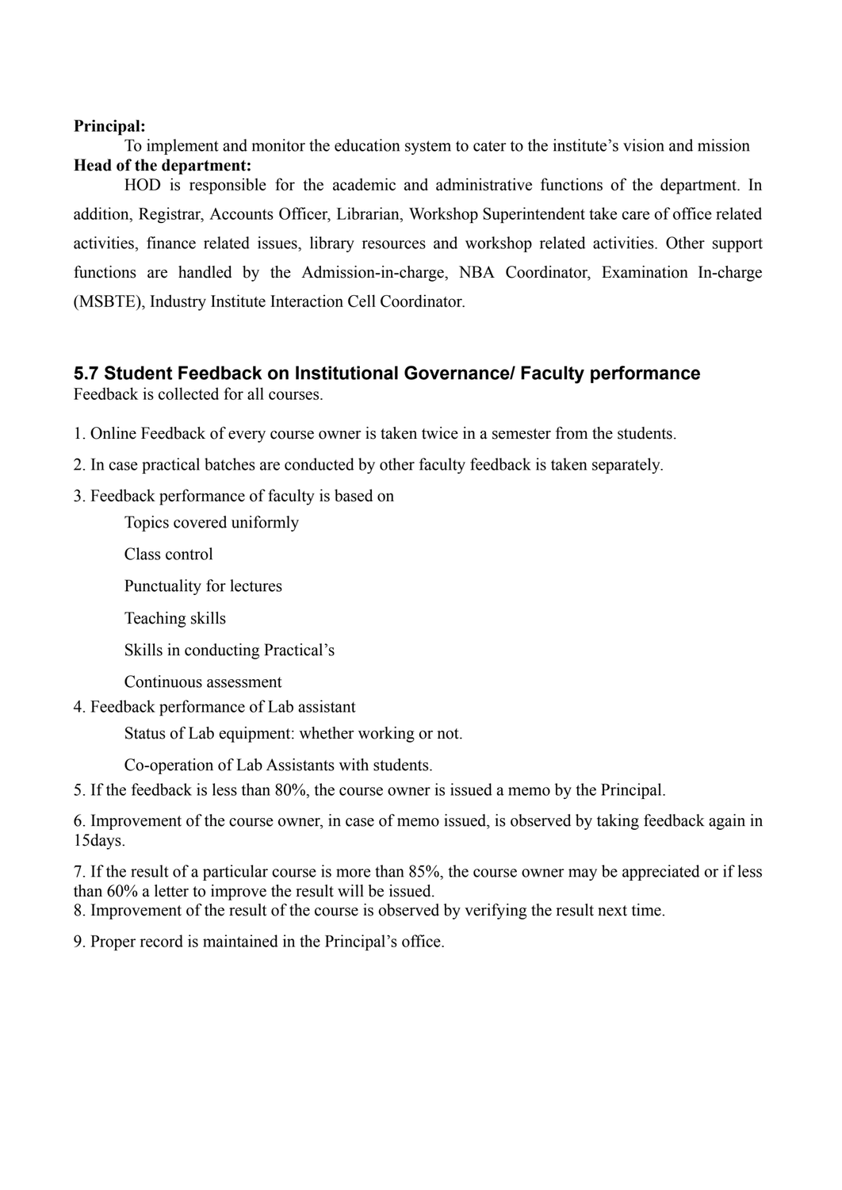**Principal:**

To implement and monitor the education system to cater to the institute's vision and mission

**Head of the department:**

HOD is responsible for the academic and administrative functions of the department. In addition, Registrar, Accounts Officer, Librarian, Workshop Superintendent take care of office related activities, finance related issues, library resources and workshop related activities. Other support functions are handled by the Admission-in-charge, NBA Coordinator, Examination In-charge (MSBTE), Industry Institute Interaction Cell Coordinator.

### 5.7 Student Feedback on Institutional Governance/ Faculty performance

Feedback is collected for all courses.

1. Online Feedback of every course owner is taken twice in a semester from the students.

2. In case practical batches are conducted by other faculty feedback is taken separately.

3. Feedback performance of faculty is based on

   Topics covered uniformly

   Class control

   Punctuality for lectures

   Teaching skills

   Skills in conducting Practical's

   Continuous assessment

4. Feedback performance of Lab assistant

   Status of Lab equipment: whether working or not.

   Co-operation of Lab Assistants with students.

5. If the feedback is less than 80%, the course owner is issued a memo by the Principal.

6. Improvement of the course owner, in case of memo issued, is observed by taking feedback again in 15days.

7. If the result of a particular course is more than 85%, the course owner may be appreciated or if less than 60% a letter to improve the result will be issued.

8. Improvement of the result of the course is observed by verifying the result next time.

9. Proper record is maintained in the Principal's office.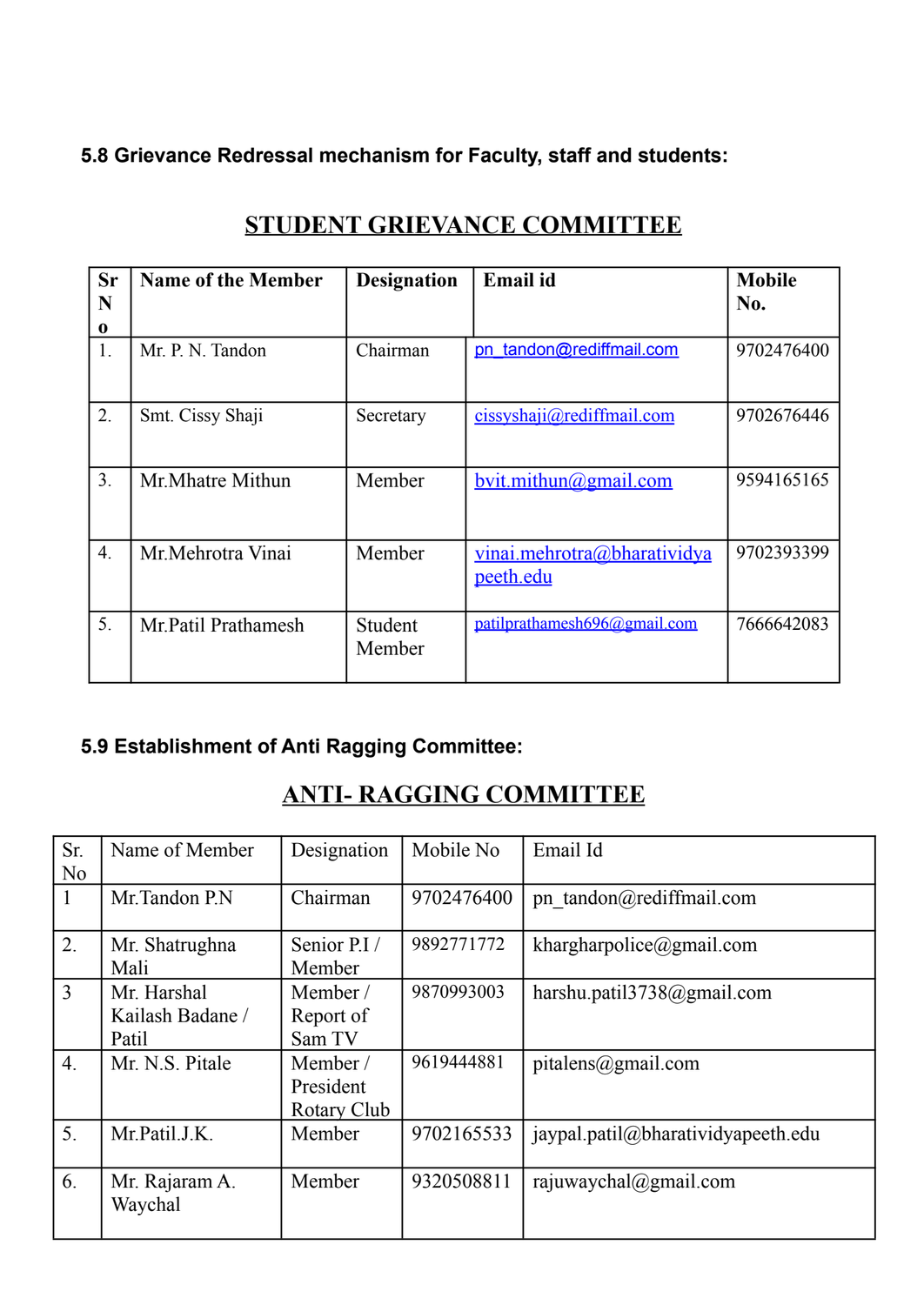**5.8 Grievance Redressal mechanism for Faculty, staff and students:**

## STUDENT GRIEVANCE COMMITTEE

| Sr No | Name of the Member | Designation | Email id | Mobile No. |
|---|---|---|---|---|
| 1. | Mr. P. N. Tandon | Chairman | pn_tandon@rediffmail.com | 9702476400 |
| 2. | Smt. Cissy Shaji | Secretary | cissyshaji@rediffmail.com | 9702676446 |
| 3. | Mr.Mhatre Mithun | Member | bvit.mithun@gmail.com | 9594165165 |
| 4. | Mr.Mehrotra Vinai | Member | vinai.mehrotra@bharatividyapeeth.edu | 9702393399 |
| 5. | Mr.Patil Prathamesh | Student Member | patilprathamesh696@gmail.com | 7666642083 |

**5.9 Establishment of Anti Ragging Committee:**

## ANTI- RAGGING COMMITTEE

| Sr. No | Name of Member | Designation | Mobile No | Email Id |
|---|---|---|---|---|
| 1 | Mr.Tandon P.N | Chairman | 9702476400 | pn_tandon@rediffmail.com |
| 2. | Mr. Shatrughna Mali | Senior P.I / Member | 9892771772 | khargharpolice@gmail.com |
| 3 | Mr. Harshal Kailash Badane / Patil | Member / Report of Sam TV | 9870993003 | harshu.patil3738@gmail.com |
| 4. | Mr. N.S. Pitale | Member / President Rotary Club | 9619444881 | pitalens@gmail.com |
| 5. | Mr.Patil.J.K. | Member | 9702165533 | jaypal.patil@bharatividyapeeth.edu |
| 6. | Mr. Rajaram A. Waychal | Member | 9320508811 | rajuwaychal@gmail.com |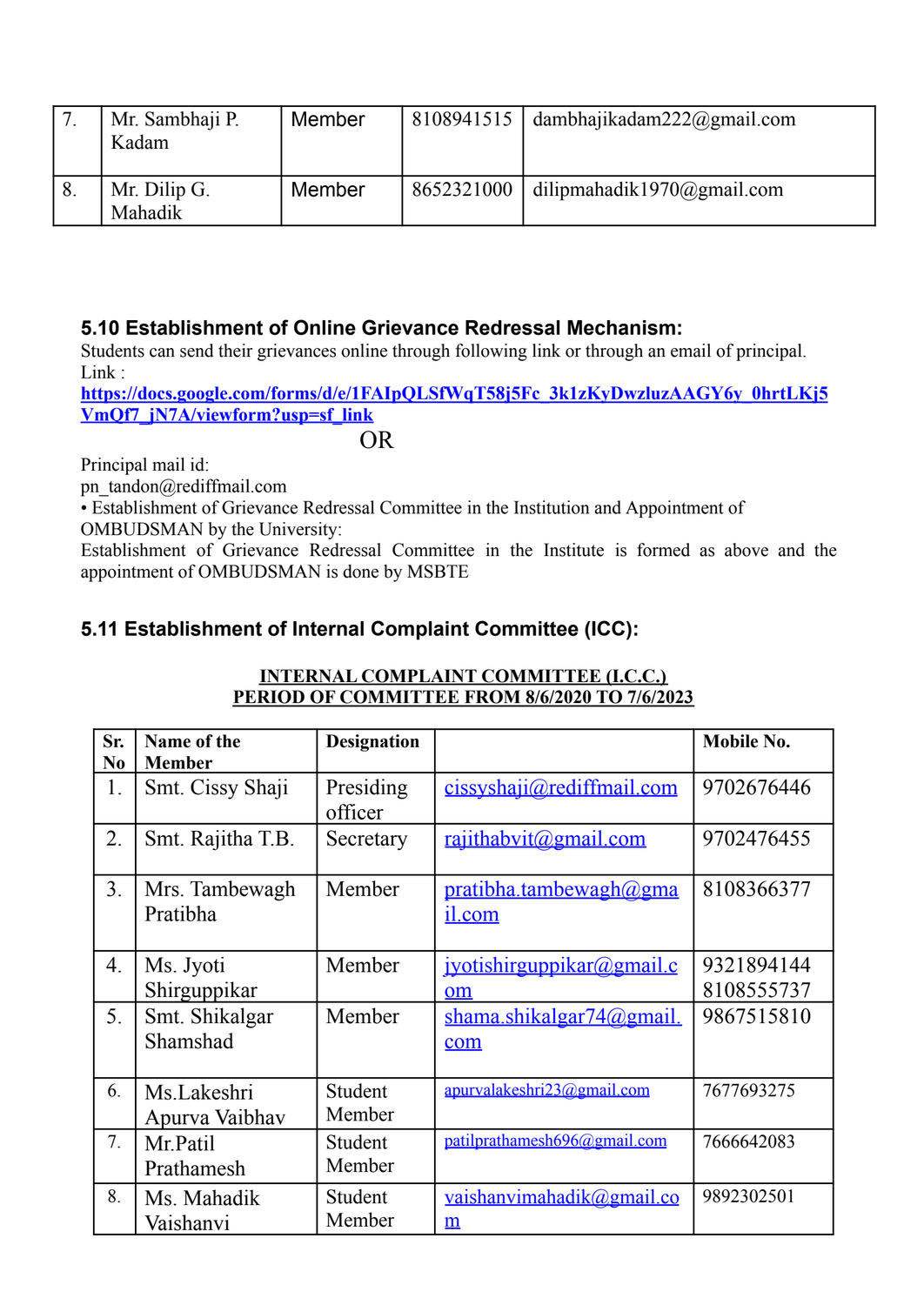| 7. | Mr. Sambhaji P. Kadam | Member | 8108941515 | dambhajikadam222@gmail.com |
|---|---|---|---|---|
| 8. | Mr. Dilip G. Mahadik | Member | 8652321000 | dilipmahadik1970@gmail.com |

### 5.10 Establishment of Online Grievance Redressal Mechanism:

Students can send their grievances online through following link or through an email of principal.
Link : https://docs.google.com/forms/d/e/1FAIpQLSfWqT58j5Fc_3k1zKyDwzluzAAGY6y_0hrtLKj5VmQf7_jN7A/viewform?usp=sf_link

OR

Principal mail id:
pn_tandon@rediffmail.com

• Establishment of Grievance Redressal Committee in the Institution and Appointment of OMBUDSMAN by the University:
Establishment of Grievance Redressal Committee in the Institute is formed as above and the appointment of OMBUDSMAN is done by MSBTE

### 5.11 Establishment of Internal Complaint Committee (ICC):

**INTERNAL COMPLAINT COMMITTEE (I.C.C.)**
**PERIOD OF COMMITTEE FROM 8/6/2020 TO 7/6/2023**

| Sr. No | Name of the Member | Designation | | Mobile No. |
|---|---|---|---|---|
| 1. | Smt. Cissy Shaji | Presiding officer | cissyshaji@rediffmail.com | 9702676446 |
| 2. | Smt. Rajitha T.B. | Secretary | rajithabvit@gmail.com | 9702476455 |
| 3. | Mrs. Tambewagh Pratibha | Member | pratibha.tambewagh@gmail.com | 8108366377 |
| 4. | Ms. Jyoti Shirguppikar | Member | jyotishirguppikar@gmail.com | 9321894144 8108555737 |
| 5. | Smt. Shikalgar Shamshad | Member | shama.shikalgar74@gmail.com | 9867515810 |
| 6. | Ms.Lakeshri Apurva Vaibhav | Student Member | apurvalakeshri23@gmail.com | 7677693275 |
| 7. | Mr.Patil Prathamesh | Student Member | patilprathamesh696@gmail.com | 7666642083 |
| 8. | Ms. Mahadik Vaishanvi | Student Member | vaishanvimahadik@gmail.com | 9892302501 |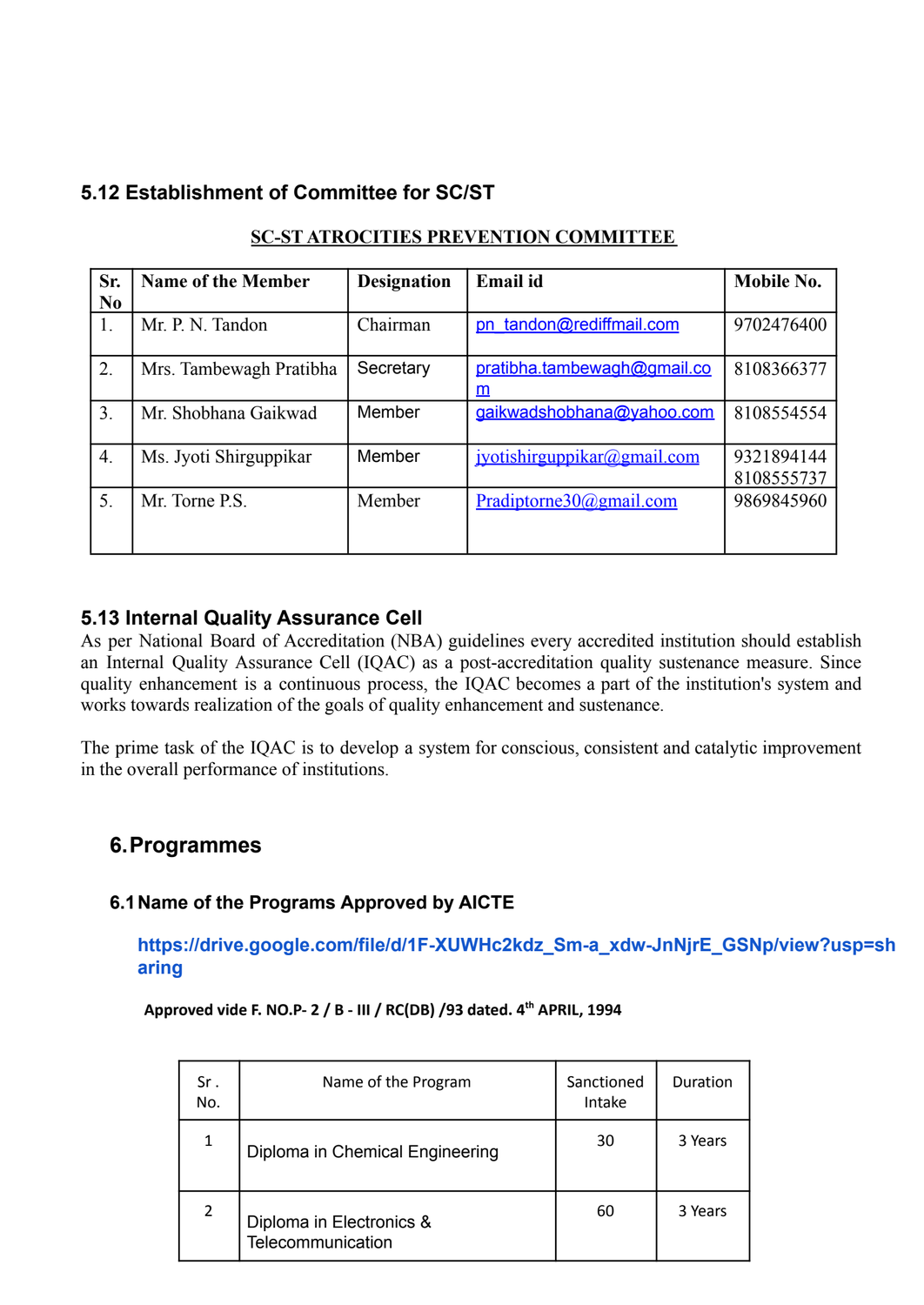## 5.12 Establishment of Committee for SC/ST

**SC-ST ATROCITIES PREVENTION COMMITTEE**

| Sr. No | Name of the Member | Designation | Email id | Mobile No. |
|---|---|---|---|---|
| 1. | Mr. P. N. Tandon | Chairman | pn_tandon@rediffmail.com | 9702476400 |
| 2. | Mrs. Tambewagh Pratibha | Secretary | pratibha.tambewagh@gmail.com | 8108366377 |
| 3. | Mr. Shobhana Gaikwad | Member | gaikwadshobhana@yahoo.com | 8108554554 |
| 4. | Ms. Jyoti Shirguppikar | Member | jyotishirguppikar@gmail.com | 9321894144 8108555737 |
| 5. | Mr. Torne P.S. | Member | Pradiptorne30@gmail.com | 9869845960 |

## 5.13 Internal Quality Assurance Cell

As per National Board of Accreditation (NBA) guidelines every accredited institution should establish an Internal Quality Assurance Cell (IQAC) as a post-accreditation quality sustenance measure. Since quality enhancement is a continuous process, the IQAC becomes a part of the institution's system and works towards realization of the goals of quality enhancement and sustenance.

The prime task of the IQAC is to develop a system for conscious, consistent and catalytic improvement in the overall performance of institutions.

# 6. Programmes

### 6.1 Name of the Programs Approved by AICTE

https://drive.google.com/file/d/1F-XUWHc2kdz_Sm-a_xdw-JnNjrE_GSNp/view?usp=sharing

**Approved vide F. NO.P- 2 / B - III / RC(DB) /93 dated. 4th APRIL, 1994**

| Sr . No. | Name of the Program | Sanctioned Intake | Duration |
|---|---|---|---|
| 1 | Diploma in Chemical Engineering | 30 | 3 Years |
| 2 | Diploma in Electronics & Telecommunication | 60 | 3 Years |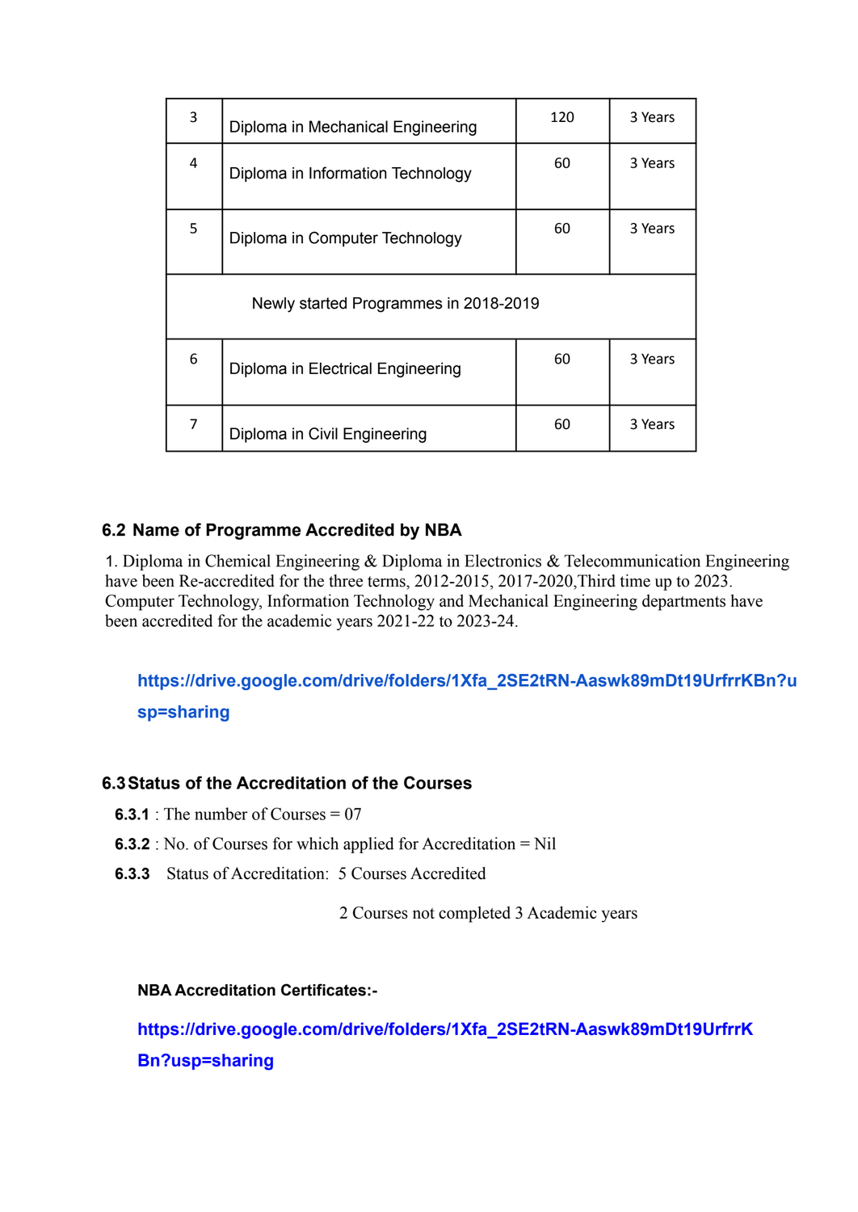| 3 | Diploma in Mechanical Engineering | 120 | 3 Years |
|---|---|---|---|
| 4 | Diploma in Information Technology | 60 | 3 Years |
| 5 | Diploma in Computer Technology | 60 | 3 Years |
| | Newly started Programmes in 2018-2019 | | |
| 6 | Diploma in Electrical Engineering | 60 | 3 Years |
| 7 | Diploma in Civil Engineering | 60 | 3 Years |

### 6.2 Name of Programme Accredited by NBA

1. Diploma in Chemical Engineering & Diploma in Electronics & Telecommunication Engineering have been Re-accredited for the three terms, 2012-2015, 2017-2020,Third time up to 2023. Computer Technology, Information Technology and Mechanical Engineering departments have been accredited for the academic years 2021-22 to 2023-24.

**https://drive.google.com/drive/folders/1Xfa_2SE2tRN-Aaswk89mDt19UrfrrKBn?usp=sharing**

### 6.3 Status of the Accreditation of the Courses

**6.3.1** : The number of Courses = 07

**6.3.2** : No. of Courses for which applied for Accreditation = Nil

**6.3.3** Status of Accreditation: 5 Courses Accredited

2 Courses not completed 3 Academic years

**NBA Accreditation Certificates:-**

**https://drive.google.com/drive/folders/1Xfa_2SE2tRN-Aaswk89mDt19UrfrrKBn?usp=sharing**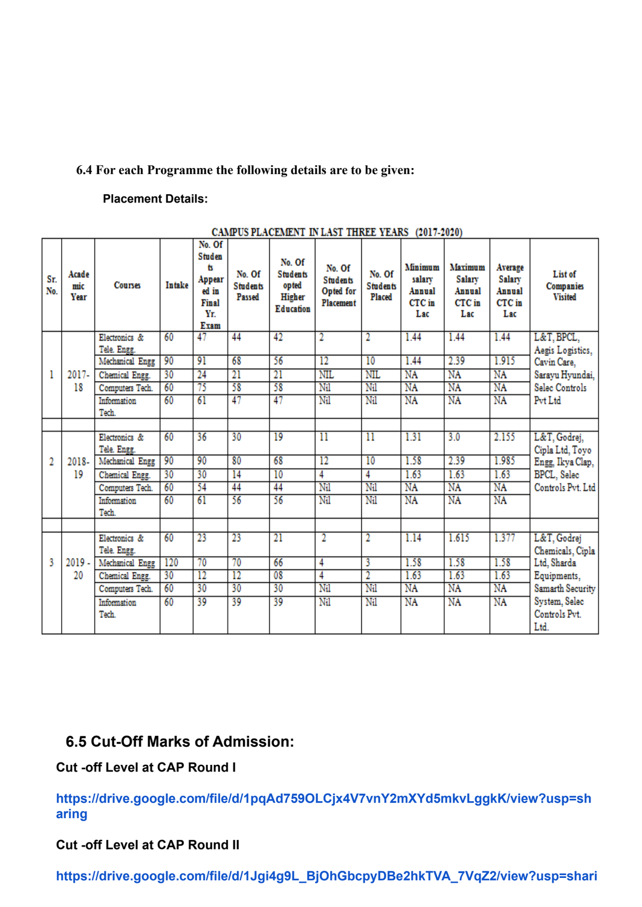**6.4 For each Programme the following details are to be given:**

**Placement Details:**

CAMPUS PLACEMENT IN LAST THREE YEARS (2017-2020)

| Sr. No. | Academic Year | Courses | Intake | No. Of Students Appeared in Final Yr. Exam | No. Of Students Passed | No. Of Students opted Higher Education | No. Of Students Opted for Placement | No. Of Students Placed | Minimum salary Annual CTC in Lac | Maximum Salary Annual CTC in Lac | Average Salary Annual CTC in Lac | List of Companies Visited |
|---|---|---|---|---|---|---|---|---|---|---|---|---|
| 1 | 2017-18 | Electronics & Tele. Engg. | 60 | 47 | 44 | 42 | 2 | 2 | 1.44 | 1.44 | 1.44 | L&T, BPCL, Aegis Logistics, Cavin Care, Sarayu Hyundai, Selec Controls Pvt Ltd |
| | | Mechanical Engg | 90 | 91 | 68 | 56 | 12 | 10 | 1.44 | 2.39 | 1.915 | |
| | | Chemical Engg. | 30 | 24 | 21 | 21 | NIL | NIL | NA | NA | NA | |
| | | Computers Tech. | 60 | 75 | 58 | 58 | Nil | Nil | NA | NA | NA | |
| | | Information Tech. | 60 | 61 | 47 | 47 | Nil | Nil | NA | NA | NA | |
| 2 | 2018-19 | Electronics & Tele. Engg. | 60 | 36 | 30 | 19 | 11 | 11 | 1.31 | 3.0 | 2.155 | L&T, Godrej, Cipla Ltd, Toyo Engg, Ikya Clap, BPCL, Selec Controls Pvt. Ltd |
| | | Mechanical Engg | 90 | 90 | 80 | 68 | 12 | 10 | 1.58 | 2.39 | 1.985 | |
| | | Chemical Engg. | 30 | 30 | 14 | 10 | 4 | 4 | 1.63 | 1.63 | 1.63 | |
| | | Computers Tech. | 60 | 54 | 44 | 44 | Nil | Nil | NA | NA | NA | |
| | | Information Tech. | 60 | 61 | 56 | 56 | Nil | Nil | NA | NA | NA | |
| 3 | 2019 - 20 | Electronics & Tele. Engg. | 60 | 23 | 23 | 21 | 2 | 2 | 1.14 | 1.615 | 1.377 | L&T, Godrej Chemicals, Cipla Ltd, Sharda Equipments, Samarth Security System, Selec Controls Pvt. Ltd. |
| | | Mechanical Engg | 120 | 70 | 70 | 66 | 4 | 3 | 1.58 | 1.58 | 1.58 | |
| | | Chemical Engg. | 30 | 12 | 12 | 08 | 4 | 2 | 1.63 | 1.63 | 1.63 | |
| | | Computers Tech. | 60 | 30 | 30 | 30 | Nil | Nil | NA | NA | NA | |
| | | Information Tech. | 60 | 39 | 39 | 39 | Nil | Nil | NA | NA | NA | |

## 6.5 Cut-Off Marks of Admission:

**Cut -off Level at CAP Round I**

https://drive.google.com/file/d/1pqAd759OLCjx4V7vnY2mXYd5mkvLggkK/view?usp=sharing

**Cut -off Level at CAP Round II**

https://drive.google.com/file/d/1Jgi4g9L_BjOhGbcpyDBe2hkTVA_7VqZ2/view?usp=shari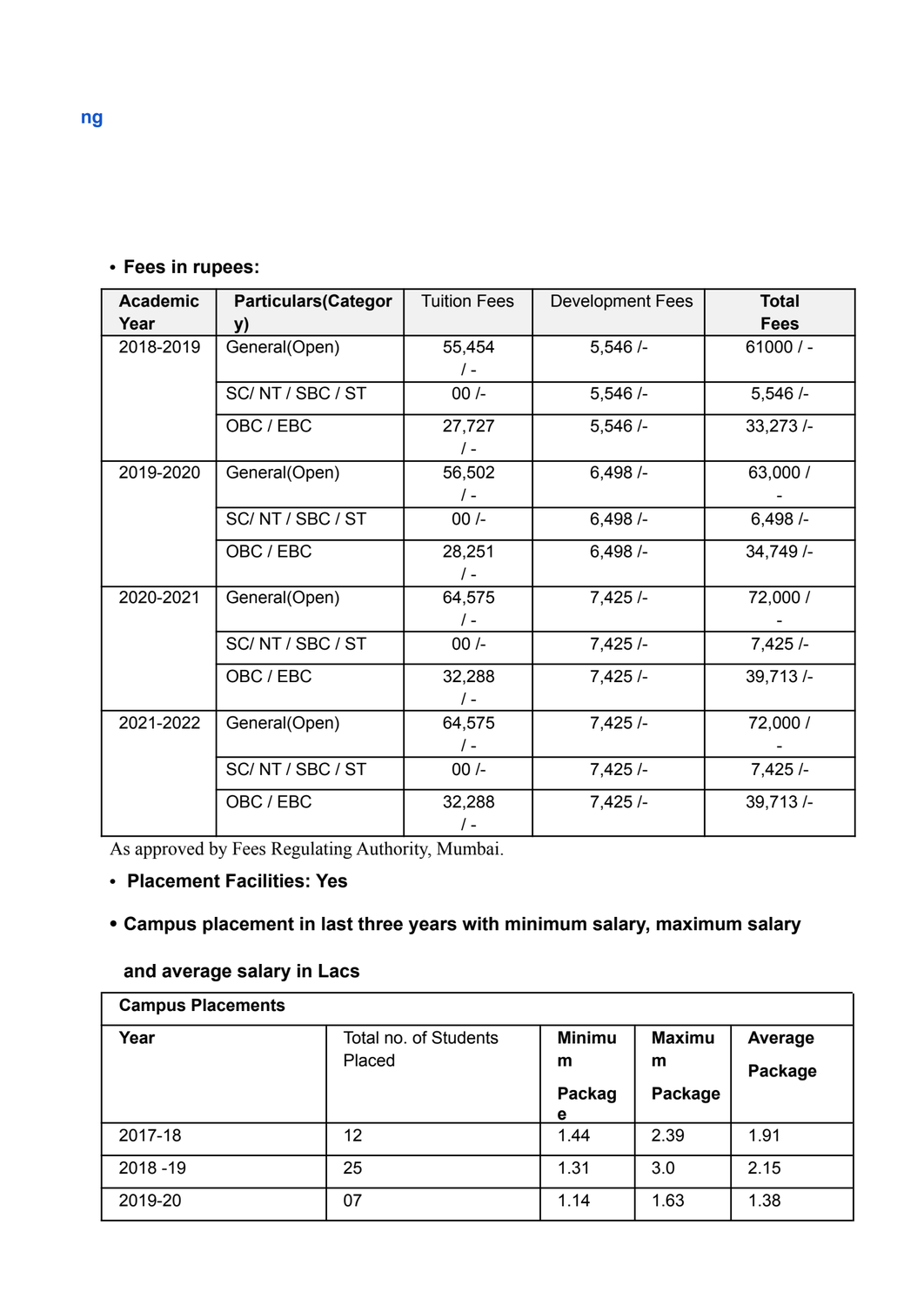ng

- **Fees in rupees:**

| Academic Year | Particulars(Category) | Tuition Fees | Development Fees | Total Fees |
|---|---|---|---|---|
| 2018-2019 | General(Open) | 55,454 / - | 5,546 /- | 61000 / - |
| | SC/ NT / SBC / ST | 00 /- | 5,546 /- | 5,546 /- |
| | OBC / EBC | 27,727 / - | 5,546 /- | 33,273 /- |
| 2019-2020 | General(Open) | 56,502 / - | 6,498 /- | 63,000 / - |
| | SC/ NT / SBC / ST | 00 /- | 6,498 /- | 6,498 /- |
| | OBC / EBC | 28,251 / - | 6,498 /- | 34,749 /- |
| 2020-2021 | General(Open) | 64,575 / - | 7,425 /- | 72,000 / - |
| | SC/ NT / SBC / ST | 00 /- | 7,425 /- | 7,425 /- |
| | OBC / EBC | 32,288 / - | 7,425 /- | 39,713 /- |
| 2021-2022 | General(Open) | 64,575 / - | 7,425 /- | 72,000 / - |
| | SC/ NT / SBC / ST | 00 /- | 7,425 /- | 7,425 /- |
| | OBC / EBC | 32,288 / - | 7,425 /- | 39,713 /- |

As approved by Fees Regulating Authority, Mumbai.

- **Placement Facilities: Yes**
- **Campus placement in last three years with minimum salary, maximum salary and average salary in Lacs**

| Campus Placements | | | | |
|---|---|---|---|---|
| **Year** | Total no. of Students Placed | **Minimum Package** | **Maximum Package** | **Average Package** |
| 2017-18 | 12 | 1.44 | 2.39 | 1.91 |
| 2018 -19 | 25 | 1.31 | 3.0 | 2.15 |
| 2019-20 | 07 | 1.14 | 1.63 | 1.38 |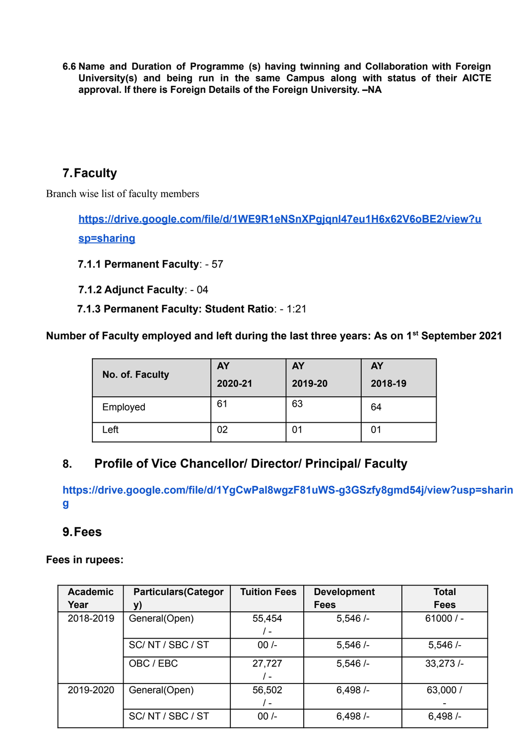**6.6 Name and Duration of Programme (s) having twinning and Collaboration with Foreign University(s) and being run in the same Campus along with status of their AICTE approval. If there is Foreign Details of the Foreign University. –NA**

## 7. Faculty

Branch wise list of faculty members

https://drive.google.com/file/d/1WE9R1eNSnXPgjqnl47eu1H6x62V6oBE2/view?usp=sharing

**7.1.1 Permanent Faculty**: - 57

**7.1.2 Adjunct Faculty**: - 04

**7.1.3 Permanent Faculty: Student Ratio**: - 1:21

**Number of Faculty employed and left during the last three years: As on 1st September 2021**

| No. of. Faculty | AY 2020-21 | AY 2019-20 | AY 2018-19 |
|---|---|---|---|
| Employed | 61 | 63 | 64 |
| Left | 02 | 01 | 01 |

## 8. Profile of Vice Chancellor/ Director/ Principal/ Faculty

https://drive.google.com/file/d/1YgCwPal8wgzF81uWS-g3GSzfy8gmd54j/view?usp=sharing

## 9. Fees

**Fees in rupees:**

| Academic Year | Particulars(Category) | Tuition Fees | Development Fees | Total Fees |
|---|---|---|---|---|
| 2018-2019 | General(Open) | 55,454 / - | 5,546 /- | 61000 / - |
| | SC/ NT / SBC / ST | 00 /- | 5,546 /- | 5,546 /- |
| | OBC / EBC | 27,727 / - | 5,546 /- | 33,273 /- |
| 2019-2020 | General(Open) | 56,502 / - | 6,498 /- | 63,000 / - |
| | SC/ NT / SBC / ST | 00 /- | 6,498 /- | 6,498 /- |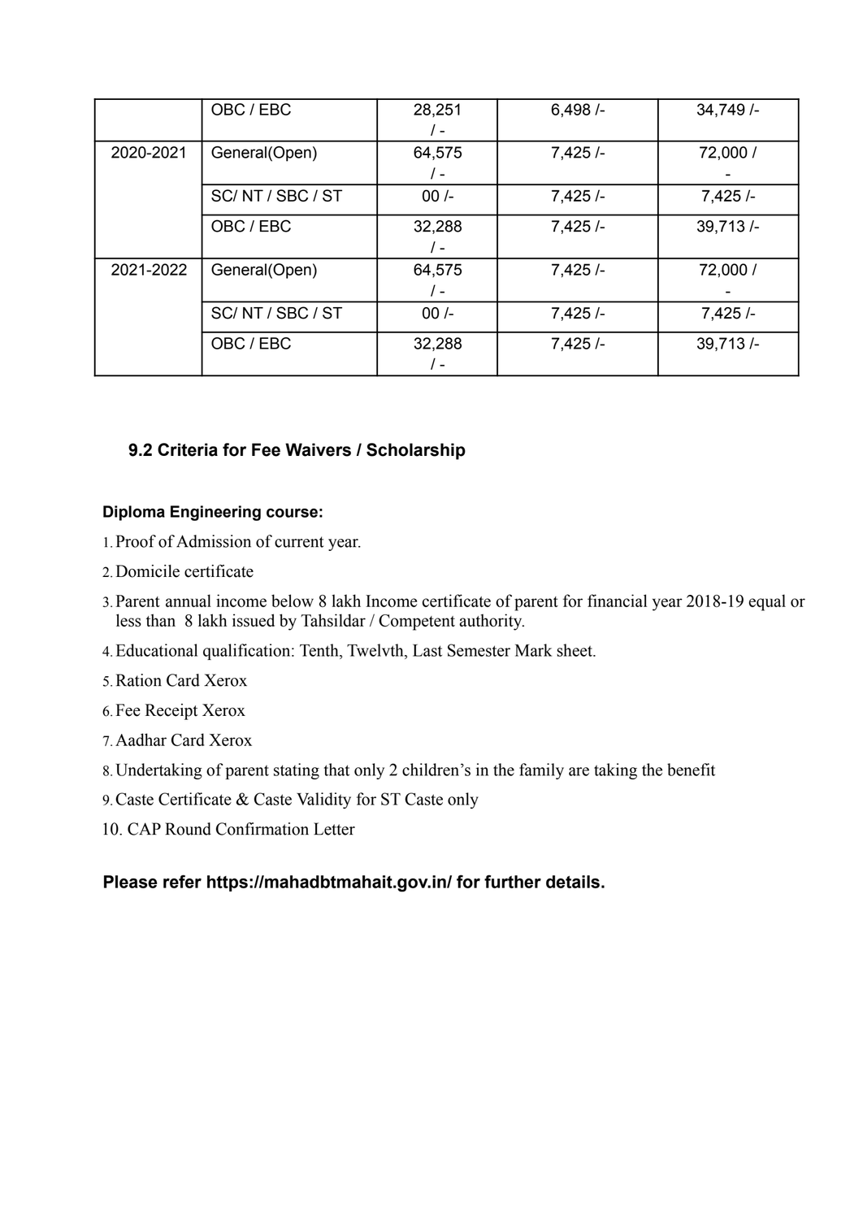| | | | | |
|---|---|---|---|---|
| | OBC / EBC | 28,251 / - | 6,498 /- | 34,749 /- |
| 2020-2021 | General(Open) | 64,575 / - | 7,425 /- | 72,000 / - |
| | SC/ NT / SBC / ST | 00 /- | 7,425 /- | 7,425 /- |
| | OBC / EBC | 32,288 / - | 7,425 /- | 39,713 /- |
| 2021-2022 | General(Open) | 64,575 / - | 7,425 /- | 72,000 / - |
| | SC/ NT / SBC / ST | 00 /- | 7,425 /- | 7,425 /- |
| | OBC / EBC | 32,288 / - | 7,425 /- | 39,713 /- |

### 9.2 Criteria for Fee Waivers / Scholarship

**Diploma Engineering course:**

1. Proof of Admission of current year.
2. Domicile certificate
3. Parent annual income below 8 lakh Income certificate of parent for financial year 2018-19 equal or less than 8 lakh issued by Tahsildar / Competent authority.
4. Educational qualification: Tenth, Twelvth, Last Semester Mark sheet.
5. Ration Card Xerox
6. Fee Receipt Xerox
7. Aadhar Card Xerox
8. Undertaking of parent stating that only 2 children's in the family are taking the benefit
9. Caste Certificate & Caste Validity for ST Caste only
10. CAP Round Confirmation Letter

**Please refer https://mahadbtmahait.gov.in/ for further details.**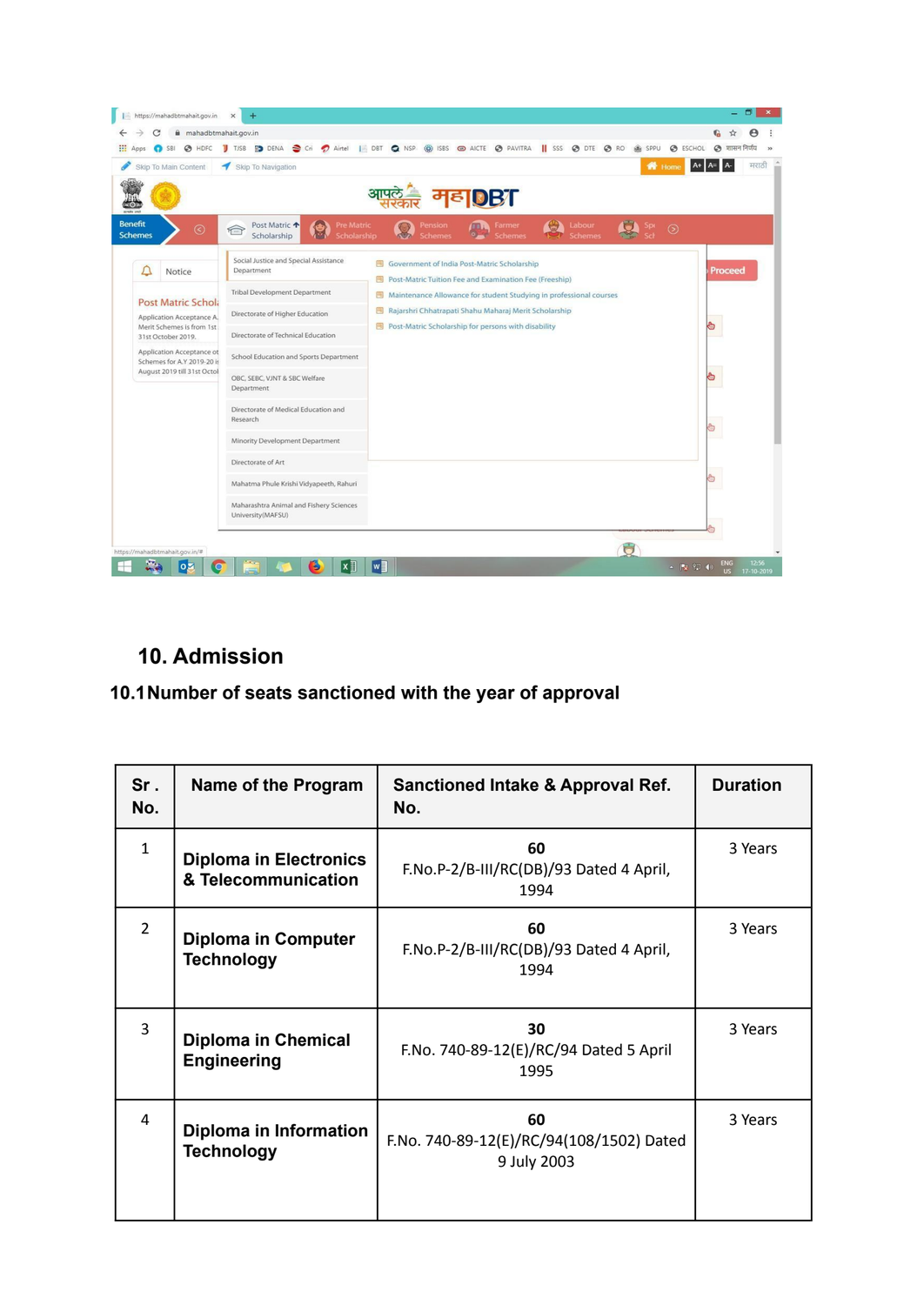## 10. Admission

### 10.1 Number of seats sanctioned with the year of approval

| Sr . No. | Name of the Program | Sanctioned Intake & Approval Ref. No. | Duration |
|---|---|---|---|
| 1 | **Diploma in Electronics & Telecommunication** | **60** F.No.P-2/B-III/RC(DB)/93 Dated 4 April, 1994 | 3 Years |
| 2 | **Diploma in Computer Technology** | **60** F.No.P-2/B-III/RC(DB)/93 Dated 4 April, 1994 | 3 Years |
| 3 | **Diploma in Chemical Engineering** | **30** F.No. 740-89-12(E)/RC/94 Dated 5 April 1995 | 3 Years |
| 4 | **Diploma in Information Technology** | **60** F.No. 740-89-12(E)/RC/94(108/1502) Dated 9 July 2003 | 3 Years |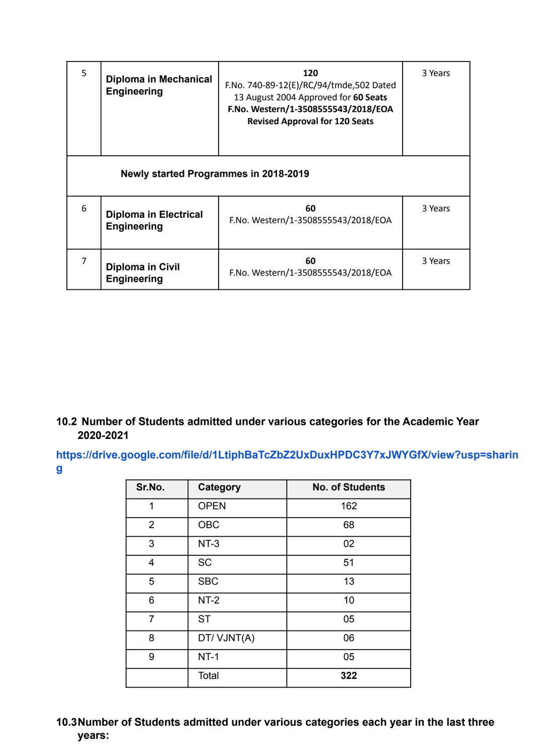| 5 | **Diploma in Mechanical Engineering** | **120**<br>F.No. 740-89-12(E)/RC/94/tmde,502 Dated 13 August 2004 Approved for **60 Seats**<br>**F.No. Western/1-3508555543/2018/EOA Revised Approval for 120 Seats** | 3 Years |
|---|---|---|---|
| **Newly started Programmes in 2018-2019** | | | |
| 6 | **Diploma in Electrical Engineering** | **60**<br>F.No. Western/1-3508555543/2018/EOA | 3 Years |
| 7 | **Diploma in Civil Engineering** | **60**<br>F.No. Western/1-3508555543/2018/EOA | 3 Years |

**10.2 Number of Students admitted under various categories for the Academic Year 2020-2021**

https://drive.google.com/file/d/1LtiphBaTcZbZ2UxDuxHPDC3Y7xJWYGfX/view?usp=sharing

| Sr.No. | Category | No. of Students |
|---|---|---|
| 1 | OPEN | 162 |
| 2 | OBC | 68 |
| 3 | NT-3 | 02 |
| 4 | SC | 51 |
| 5 | SBC | 13 |
| 6 | NT-2 | 10 |
| 7 | ST | 05 |
| 8 | DT/ VJNT(A) | 06 |
| 9 | NT-1 | 05 |
| | Total | **322** |

**10.3 Number of Students admitted under various categories each year in the last three years:**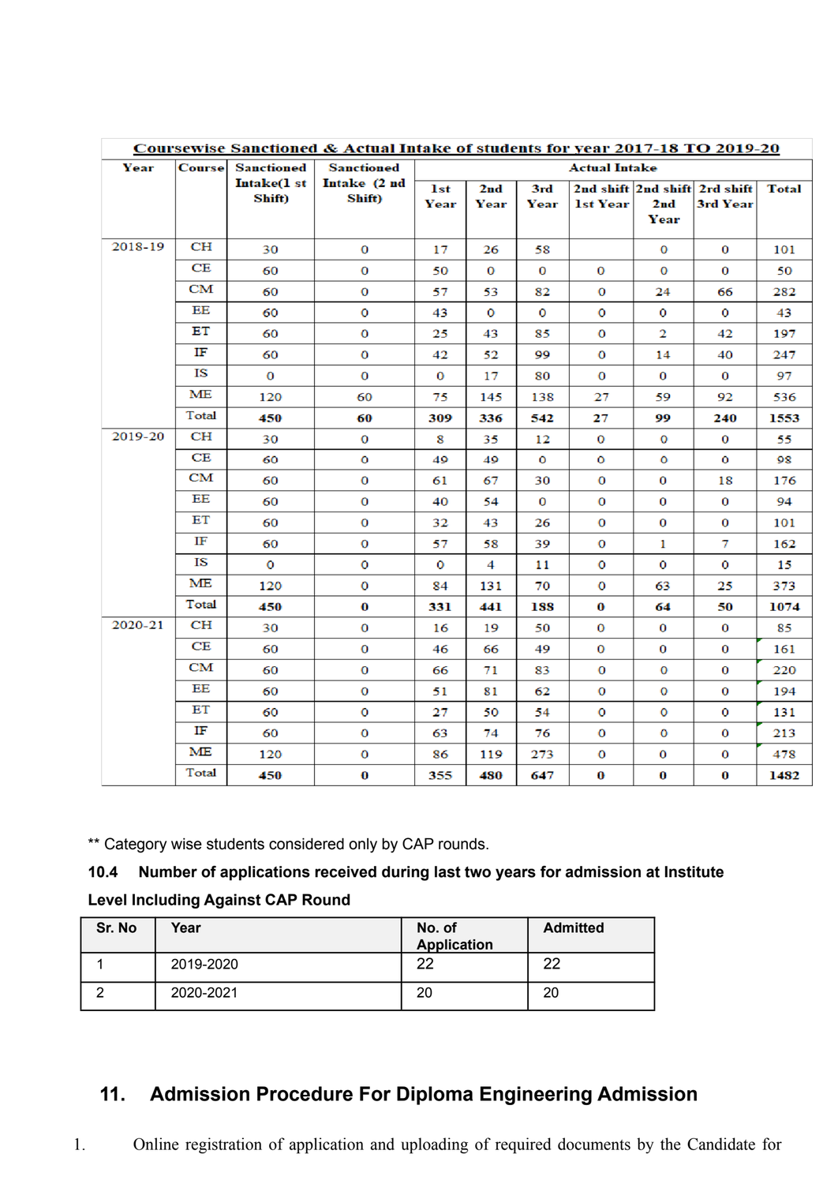| Coursewise Sanctioned & Actual Intake of students for year 2017-18 TO 2019-20 | | | | | | | | | | |
|---|---|---|---|---|---|---|---|---|---|---|
| Year | Course | Sanctioned Intake(1 st Shift) | Sanctioned Intake (2 nd Shift) | Actual Intake | | | | | | |
| | | | | 1st Year | 2nd Year | 3rd Year | 2nd shift 1st Year | 2nd shift 2nd Year | 2rd shift 3rd Year | Total |
| 2018-19 | CH | 30 | 0 | 17 | 26 | 58 | | 0 | 0 | 101 |
| | CE | 60 | 0 | 50 | 0 | 0 | 0 | 0 | 0 | 50 |
| | CM | 60 | 0 | 57 | 53 | 82 | 0 | 24 | 66 | 282 |
| | EE | 60 | 0 | 43 | 0 | 0 | 0 | 0 | 0 | 43 |
| | ET | 60 | 0 | 25 | 43 | 85 | 0 | 2 | 42 | 197 |
| | IF | 60 | 0 | 42 | 52 | 99 | 0 | 14 | 40 | 247 |
| | IS | 0 | 0 | 0 | 17 | 80 | 0 | 0 | 0 | 97 |
| | ME | 120 | 60 | 75 | 145 | 138 | 27 | 59 | 92 | 536 |
| | Total | **450** | **60** | **309** | **336** | **542** | **27** | **99** | **240** | **1553** |
| 2019-20 | CH | 30 | 0 | 8 | 35 | 12 | 0 | 0 | 0 | 55 |
| | CE | 60 | 0 | 49 | 49 | 0 | 0 | 0 | 0 | 98 |
| | CM | 60 | 0 | 61 | 67 | 30 | 0 | 0 | 18 | 176 |
| | EE | 60 | 0 | 40 | 54 | 0 | 0 | 0 | 0 | 94 |
| | ET | 60 | 0 | 32 | 43 | 26 | 0 | 0 | 0 | 101 |
| | IF | 60 | 0 | 57 | 58 | 39 | 0 | 1 | 7 | 162 |
| | IS | 0 | 0 | 0 | 4 | 11 | 0 | 0 | 0 | 15 |
| | ME | 120 | 0 | 84 | 131 | 70 | 0 | 63 | 25 | 373 |
| | Total | **450** | **0** | **331** | **441** | **188** | **0** | **64** | **50** | **1074** |
| 2020-21 | CH | 30 | 0 | 16 | 19 | 50 | 0 | 0 | 0 | 85 |
| | CE | 60 | 0 | 46 | 66 | 49 | 0 | 0 | 0 | 161 |
| | CM | 60 | 0 | 66 | 71 | 83 | 0 | 0 | 0 | 220 |
| | EE | 60 | 0 | 51 | 81 | 62 | 0 | 0 | 0 | 194 |
| | ET | 60 | 0 | 27 | 50 | 54 | 0 | 0 | 0 | 131 |
| | IF | 60 | 0 | 63 | 74 | 76 | 0 | 0 | 0 | 213 |
| | ME | 120 | 0 | 86 | 119 | 273 | 0 | 0 | 0 | 478 |
| | Total | **450** | **0** | **355** | **480** | **647** | **0** | **0** | **0** | **1482** |

** Category wise students considered only by CAP rounds.

**10.4 Number of applications received during last two years for admission at Institute Level Including Against CAP Round**

| Sr. No | Year | No. of Application | Admitted |
|---|---|---|---|
| 1 | 2019-2020 | 22 | 22 |
| 2 | 2020-2021 | 20 | 20 |

## 11. Admission Procedure For Diploma Engineering Admission

1. Online registration of application and uploading of required documents by the Candidate for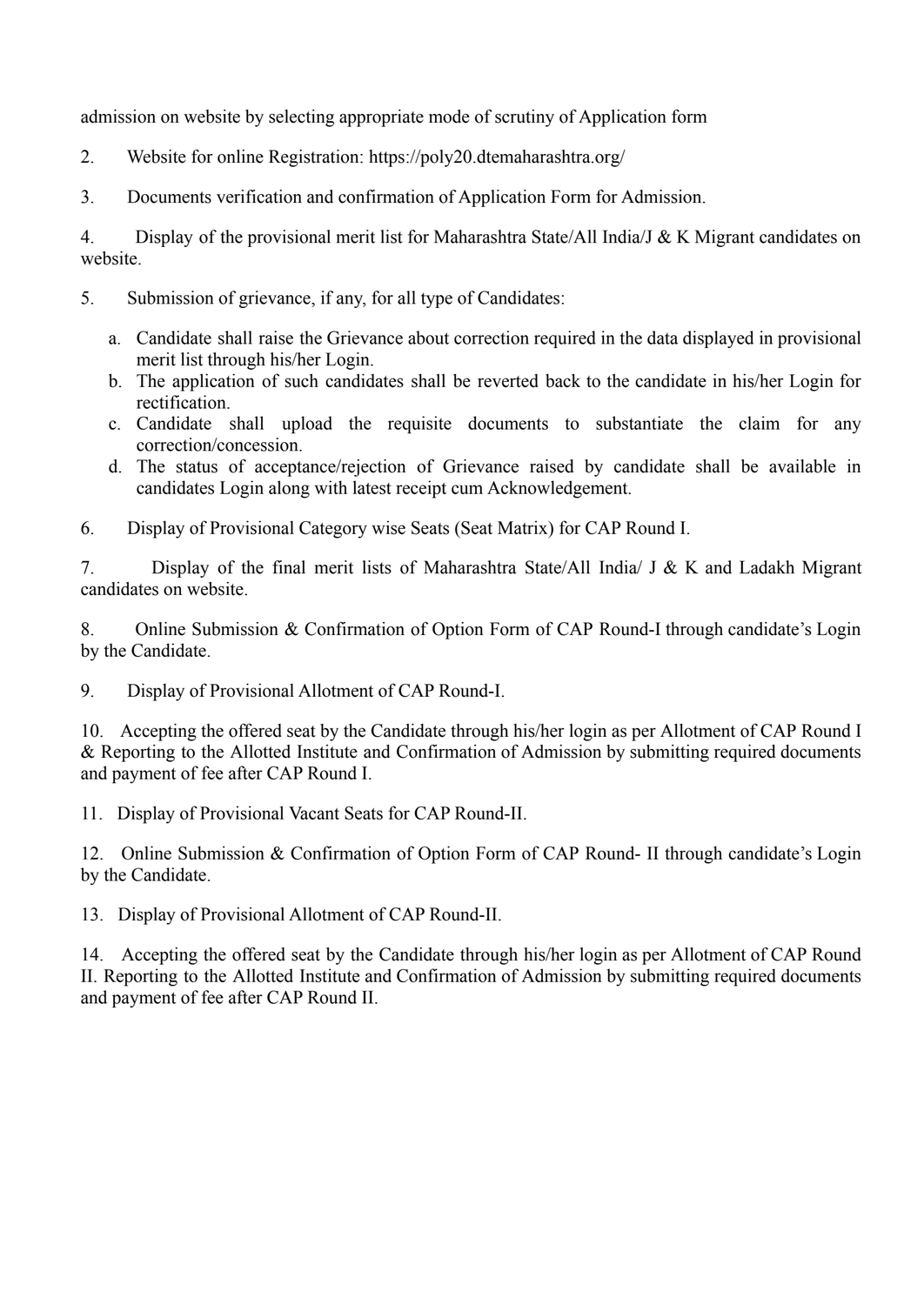admission on website by selecting appropriate mode of scrutiny of Application form

2. Website for online Registration: https://poly20.dtemaharashtra.org/

3. Documents verification and confirmation of Application Form for Admission.

4. Display of the provisional merit list for Maharashtra State/All India/J & K Migrant candidates on website.

5. Submission of grievance, if any, for all type of Candidates:

   a. Candidate shall raise the Grievance about correction required in the data displayed in provisional merit list through his/her Login.
   b. The application of such candidates shall be reverted back to the candidate in his/her Login for rectification.
   c. Candidate shall upload the requisite documents to substantiate the claim for any correction/concession.
   d. The status of acceptance/rejection of Grievance raised by candidate shall be available in candidates Login along with latest receipt cum Acknowledgement.

6. Display of Provisional Category wise Seats (Seat Matrix) for CAP Round I.

7. Display of the final merit lists of Maharashtra State/All India/ J & K and Ladakh Migrant candidates on website.

8. Online Submission & Confirmation of Option Form of CAP Round-I through candidate's Login by the Candidate.

9. Display of Provisional Allotment of CAP Round-I.

10. Accepting the offered seat by the Candidate through his/her login as per Allotment of CAP Round I & Reporting to the Allotted Institute and Confirmation of Admission by submitting required documents and payment of fee after CAP Round I.

11. Display of Provisional Vacant Seats for CAP Round-II.

12. Online Submission & Confirmation of Option Form of CAP Round- II through candidate's Login by the Candidate.

13. Display of Provisional Allotment of CAP Round-II.

14. Accepting the offered seat by the Candidate through his/her login as per Allotment of CAP Round II. Reporting to the Allotted Institute and Confirmation of Admission by submitting required documents and payment of fee after CAP Round II.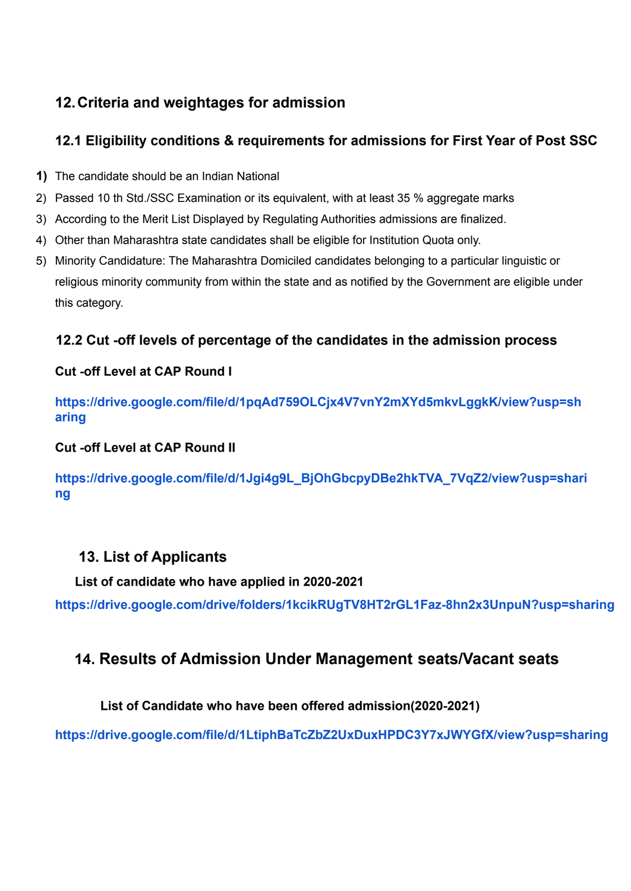## 12. Criteria and weightages for admission

### 12.1 Eligibility conditions & requirements for admissions for First Year of Post SSC

1) The candidate should be an Indian National
2) Passed 10 th Std./SSC Examination or its equivalent, with at least 35 % aggregate marks
3) According to the Merit List Displayed by Regulating Authorities admissions are finalized.
4) Other than Maharashtra state candidates shall be eligible for Institution Quota only.
5) Minority Candidature: The Maharashtra Domiciled candidates belonging to a particular linguistic or religious minority community from within the state and as notified by the Government are eligible under this category.

### 12.2 Cut -off levels of percentage of the candidates in the admission process

**Cut -off Level at CAP Round I**

**https://drive.google.com/file/d/1pqAd759OLCjx4V7vnY2mXYd5mkvLggkK/view?usp=sharing**

**Cut -off Level at CAP Round II**

**https://drive.google.com/file/d/1Jgi4g9L_BjOhGbcpyDBe2hkTVA_7VqZ2/view?usp=sharing**

## 13. List of Applicants

**List of candidate who have applied in 2020-2021**

**https://drive.google.com/drive/folders/1kcikRUgTV8HT2rGL1Faz-8hn2x3UnpuN?usp=sharing**

## 14. Results of Admission Under Management seats/Vacant seats

**List of Candidate who have been offered admission(2020-2021)**

**https://drive.google.com/file/d/1LtiphBaTcZbZ2UxDuxHPDC3Y7xJWYGfX/view?usp=sharing**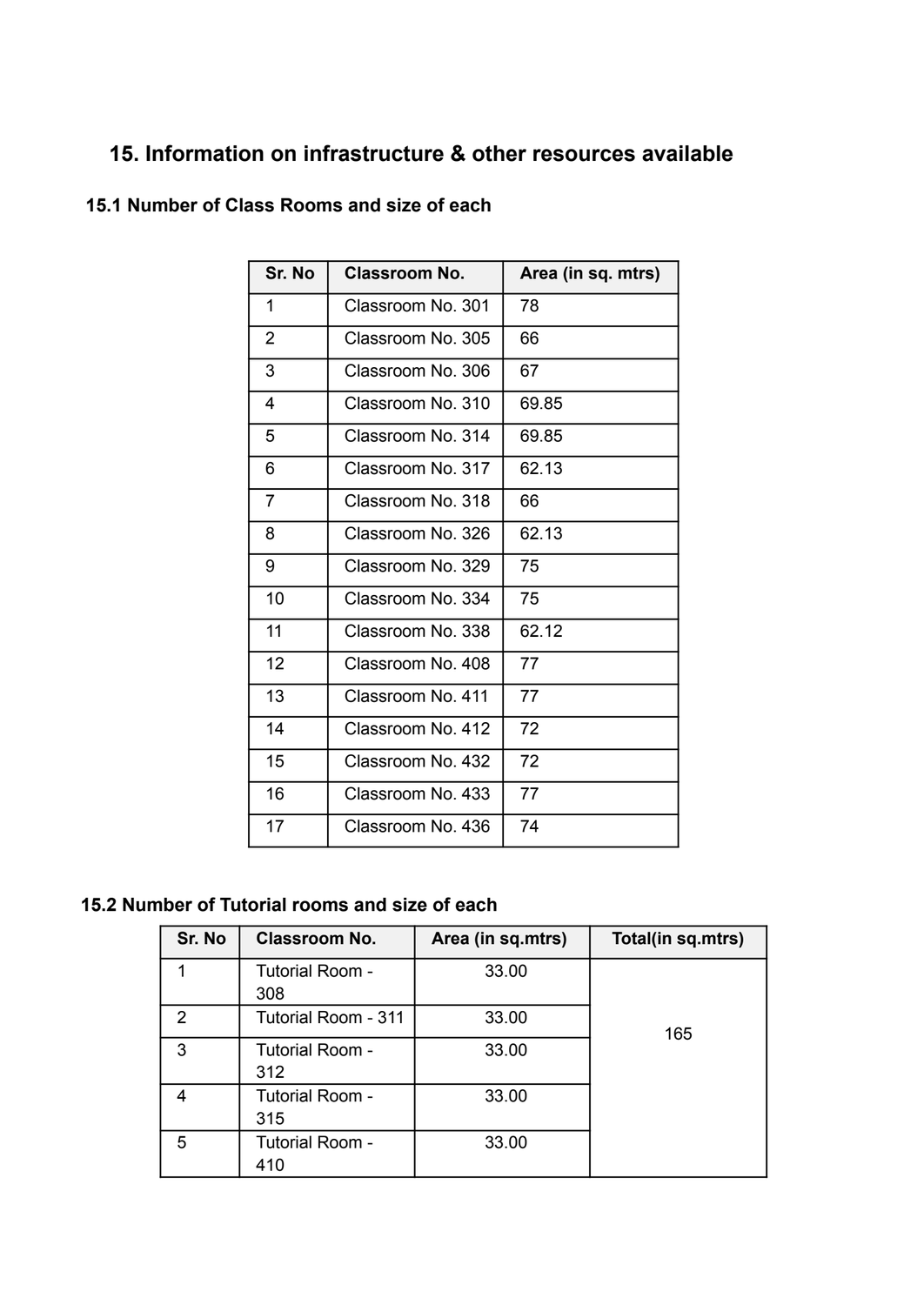## 15. Information on infrastructure & other resources available

### 15.1 Number of Class Rooms and size of each

| Sr. No | Classroom No. | Area (in sq. mtrs) |
|---|---|---|
| 1 | Classroom No. 301 | 78 |
| 2 | Classroom No. 305 | 66 |
| 3 | Classroom No. 306 | 67 |
| 4 | Classroom No. 310 | 69.85 |
| 5 | Classroom No. 314 | 69.85 |
| 6 | Classroom No. 317 | 62.13 |
| 7 | Classroom No. 318 | 66 |
| 8 | Classroom No. 326 | 62.13 |
| 9 | Classroom No. 329 | 75 |
| 10 | Classroom No. 334 | 75 |
| 11 | Classroom No. 338 | 62.12 |
| 12 | Classroom No. 408 | 77 |
| 13 | Classroom No. 411 | 77 |
| 14 | Classroom No. 412 | 72 |
| 15 | Classroom No. 432 | 72 |
| 16 | Classroom No. 433 | 77 |
| 17 | Classroom No. 436 | 74 |

### 15.2 Number of Tutorial rooms and size of each

| Sr. No | Classroom No. | Area (in sq.mtrs) | Total(in sq.mtrs) |
|---|---|---|---|
| 1 | Tutorial Room - 308 | 33.00 | 165 |
| 2 | Tutorial Room - 311 | 33.00 | |
| 3 | Tutorial Room - 312 | 33.00 | |
| 4 | Tutorial Room - 315 | 33.00 | |
| 5 | Tutorial Room - 410 | 33.00 | |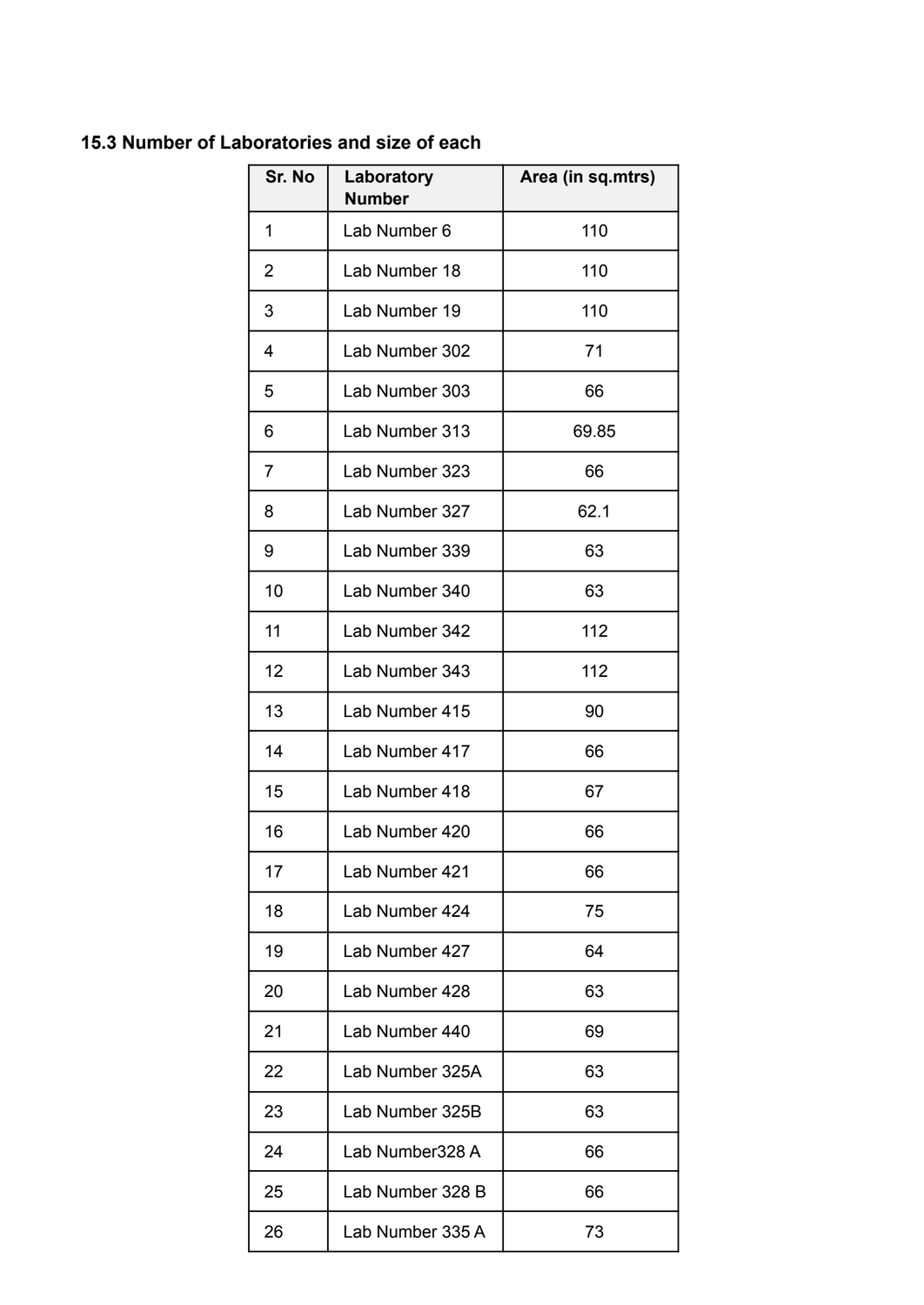### 15.3 Number of Laboratories and size of each

| Sr. No | Laboratory Number | Area (in sq.mtrs) |
|---|---|---|
| 1 | Lab Number 6 | 110 |
| 2 | Lab Number 18 | 110 |
| 3 | Lab Number 19 | 110 |
| 4 | Lab Number 302 | 71 |
| 5 | Lab Number 303 | 66 |
| 6 | Lab Number 313 | 69.85 |
| 7 | Lab Number 323 | 66 |
| 8 | Lab Number 327 | 62.1 |
| 9 | Lab Number 339 | 63 |
| 10 | Lab Number 340 | 63 |
| 11 | Lab Number 342 | 112 |
| 12 | Lab Number 343 | 112 |
| 13 | Lab Number 415 | 90 |
| 14 | Lab Number 417 | 66 |
| 15 | Lab Number 418 | 67 |
| 16 | Lab Number 420 | 66 |
| 17 | Lab Number 421 | 66 |
| 18 | Lab Number 424 | 75 |
| 19 | Lab Number 427 | 64 |
| 20 | Lab Number 428 | 63 |
| 21 | Lab Number 440 | 69 |
| 22 | Lab Number 325A | 63 |
| 23 | Lab Number 325B | 63 |
| 24 | Lab Number328 A | 66 |
| 25 | Lab Number 328 B | 66 |
| 26 | Lab Number 335 A | 73 |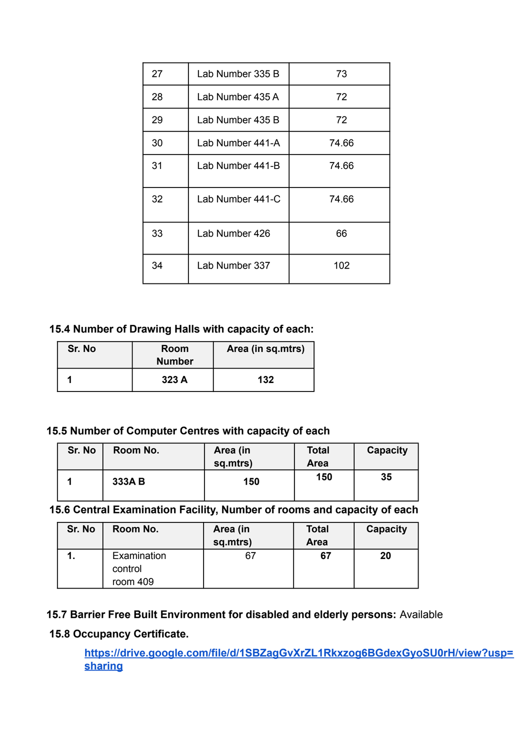| 27 | Lab Number 335 B | 73 |
|---|---|---|
| 28 | Lab Number 435 A | 72 |
| 29 | Lab Number 435 B | 72 |
| 30 | Lab Number 441-A | 74.66 |
| 31 | Lab Number 441-B | 74.66 |
| 32 | Lab Number 441-C | 74.66 |
| 33 | Lab Number 426 | 66 |
| 34 | Lab Number 337 | 102 |

### 15.4 Number of Drawing Halls with capacity of each:

| Sr. No | Room Number | Area (in sq.mtrs) |
|---|---|---|
| **1** | **323 A** | **132** |

### 15.5 Number of Computer Centres with capacity of each

| Sr. No | Room No. | Area (in sq.mtrs) | Total Area | Capacity |
|---|---|---|---|---|
| **1** | **333A B** | **150** | **150** | **35** |

### 15.6 Central Examination Facility, Number of rooms and capacity of each

| Sr. No | Room No. | Area (in sq.mtrs) | Total Area | Capacity |
|---|---|---|---|---|
| **1.** | Examination control room 409 | 67 | **67** | **20** |

**15.7 Barrier Free Built Environment for disabled and elderly persons:** Available

**15.8 Occupancy Certificate.**

https://drive.google.com/file/d/1SBZagGvXrZL1Rkxzog6BGdexGyoSU0rH/view?usp=sharing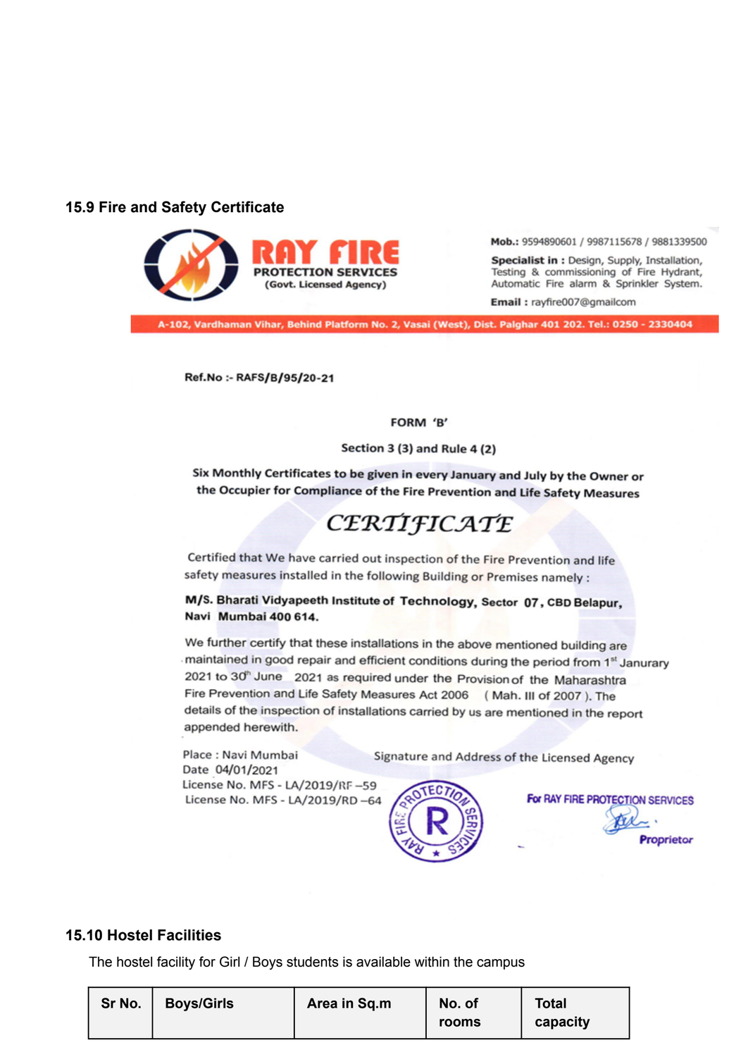### 15.9 Fire and Safety Certificate

**RAY FIRE**
**PROTECTION SERVICES**
**(Govt. Licensed Agency)**

**Mob.:** 9594890601 / 9987115678 / 9881339500

**Specialist in :** Design, Supply, Installation, Testing & commissioning of Fire Hydrant, Automatic Fire alarm & Sprinkler System.

**Email :** rayfire007@gmailcom

A-102, Vardhaman Vihar, Behind Platform No. 2, Vasai (West), Dist. Palghar 401 202. Tel.: 0250 - 2330404

**Ref.No :- RAFS/B/95/20-21**

**FORM 'B'**

**Section 3 (3) and Rule 4 (2)**

**Six Monthly Certificates to be given in every January and July by the Owner or the Occupier for Compliance of the Fire Prevention and Life Safety Measures**

**CERTIFICATE**

Certified that We have carried out inspection of the Fire Prevention and life safety measures installed in the following Building or Premises namely :

**M/S. Bharati Vidyapeeth Institute of Technology, Sector 07, CBD Belapur, Navi Mumbai 400 614.**

We further certify that these installations in the above mentioned building are maintained in good repair and efficient conditions during the period from 1st Janurary 2021 to 30th June 2021 as required under the Provision of the Maharashtra Fire Prevention and Life Safety Measures Act 2006 ( Mah. III of 2007 ). The details of the inspection of installations carried by us are mentioned in the report appended herewith.

Place : Navi Mumbai
Date 04/01/2021
License No. MFS - LA/2019/RF –59
License No. MFS - LA/2019/RD –64

Signature and Address of the Licensed Agency

For RAY FIRE PROTECTION SERVICES

Proprietor

### 15.10 Hostel Facilities

The hostel facility for Girl / Boys students is available within the campus

| Sr No. | Boys/Girls | Area in Sq.m | No. of rooms | Total capacity |
|---|---|---|---|---|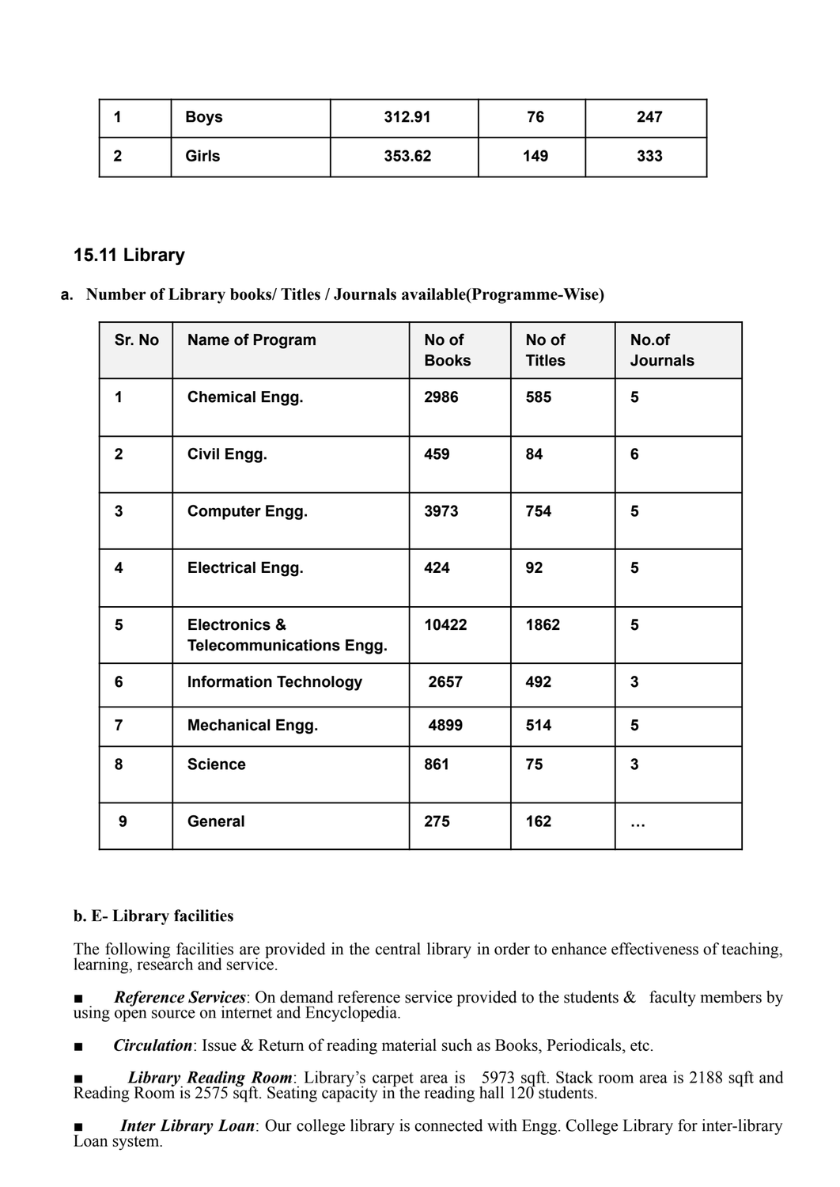| 1 | Boys | 312.91 | 76 | 247 |
|---|---|---|---|---|
| 2 | Girls | 353.62 | 149 | 333 |

## 15.11 Library

**a. Number of Library books/ Titles / Journals available(Programme-Wise)**

| Sr. No | Name of Program | No of Books | No of Titles | No.of Journals |
|---|---|---|---|---|
| 1 | Chemical Engg. | 2986 | 585 | 5 |
| 2 | Civil Engg. | 459 | 84 | 6 |
| 3 | Computer Engg. | 3973 | 754 | 5 |
| 4 | Electrical Engg. | 424 | 92 | 5 |
| 5 | Electronics & Telecommunications Engg. | 10422 | 1862 | 5 |
| 6 | Information Technology | 2657 | 492 | 3 |
| 7 | Mechanical Engg. | 4899 | 514 | 5 |
| 8 | Science | 861 | 75 | 3 |
| 9 | General | 275 | 162 | … |

**b. E- Library facilities**

The following facilities are provided in the central library in order to enhance effectiveness of teaching, learning, research and service.

- ***Reference Services***: On demand reference service provided to the students & faculty members by using open source on internet and Encyclopedia.
- ***Circulation***: Issue & Return of reading material such as Books, Periodicals, etc.
- ***Library Reading Room***: Library's carpet area is 5973 sqft. Stack room area is 2188 sqft and Reading Room is 2575 sqft. Seating capacity in the reading hall 120 students.
- ***Inter Library Loan***: Our college library is connected with Engg. College Library for inter-library Loan system.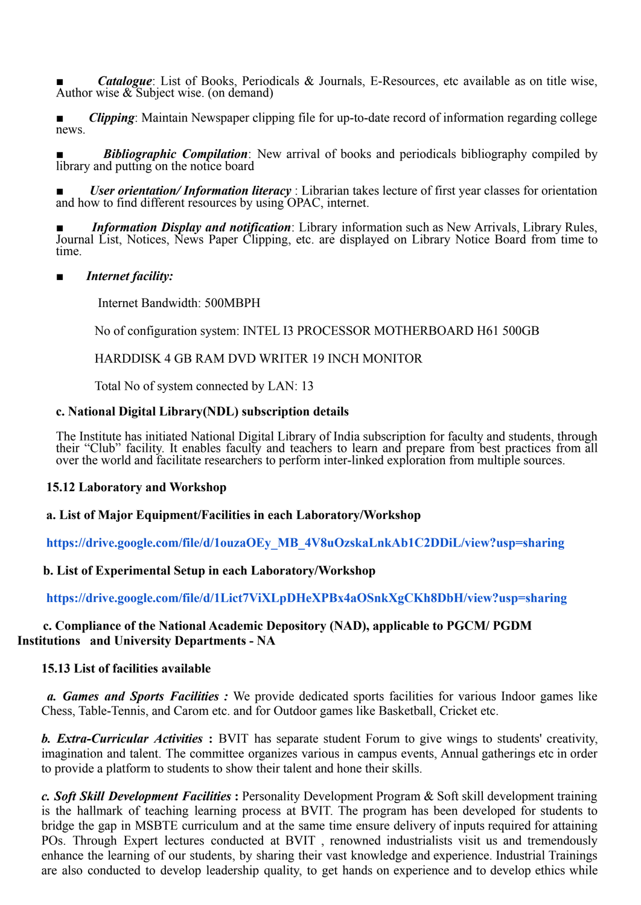- ***Catalogue***: List of Books, Periodicals & Journals, E-Resources, etc available as on title wise, Author wise & Subject wise. (on demand)

- ***Clipping***: Maintain Newspaper clipping file for up-to-date record of information regarding college news.

- ***Bibliographic Compilation***: New arrival of books and periodicals bibliography compiled by library and putting on the notice board

- ***User orientation/ Information literacy*** : Librarian takes lecture of first year classes for orientation and how to find different resources by using OPAC, internet.

- ***Information Display and notification***: Library information such as New Arrivals, Library Rules, Journal List, Notices, News Paper Clipping, etc. are displayed on Library Notice Board from time to time.

- ***Internet facility:***

  Internet Bandwidth: 500MBPH

  No of configuration system: INTEL I3 PROCESSOR MOTHERBOARD H61 500GB

  HARDDISK 4 GB RAM DVD WRITER 19 INCH MONITOR

  Total No of system connected by LAN: 13

**c. National Digital Library(NDL) subscription details**

The Institute has initiated National Digital Library of India subscription for faculty and students, through their "Club" facility. It enables faculty and teachers to learn and prepare from best practices from all over the world and facilitate researchers to perform inter-linked exploration from multiple sources.

**15.12 Laboratory and Workshop**

**a. List of Major Equipment/Facilities in each Laboratory/Workshop**

**https://drive.google.com/file/d/1ouzaOEy_MB_4V8uOzskaLnkAb1C2DDiL/view?usp=sharing**

**b. List of Experimental Setup in each Laboratory/Workshop**

**https://drive.google.com/file/d/1Lict7ViXLpDHeXPBx4aOSnkXgCKh8DbH/view?usp=sharing**

**c. Compliance of the National Academic Depository (NAD), applicable to PGCM/ PGDM Institutions and University Departments - NA**

**15.13 List of facilities available**

***a. Games and Sports Facilities :*** We provide dedicated sports facilities for various Indoor games like Chess, Table-Tennis, and Carom etc. and for Outdoor games like Basketball, Cricket etc.

***b. Extra-Curricular Activities*** **:** BVIT has separate student Forum to give wings to students' creativity, imagination and talent. The committee organizes various in campus events, Annual gatherings etc in order to provide a platform to students to show their talent and hone their skills.

***c. Soft Skill Development Facilities*** **:** Personality Development Program & Soft skill development training is the hallmark of teaching learning process at BVIT. The program has been developed for students to bridge the gap in MSBTE curriculum and at the same time ensure delivery of inputs required for attaining POs. Through Expert lectures conducted at BVIT , renowned industrialists visit us and tremendously enhance the learning of our students, by sharing their vast knowledge and experience. Industrial Trainings are also conducted to develop leadership quality, to get hands on experience and to develop ethics while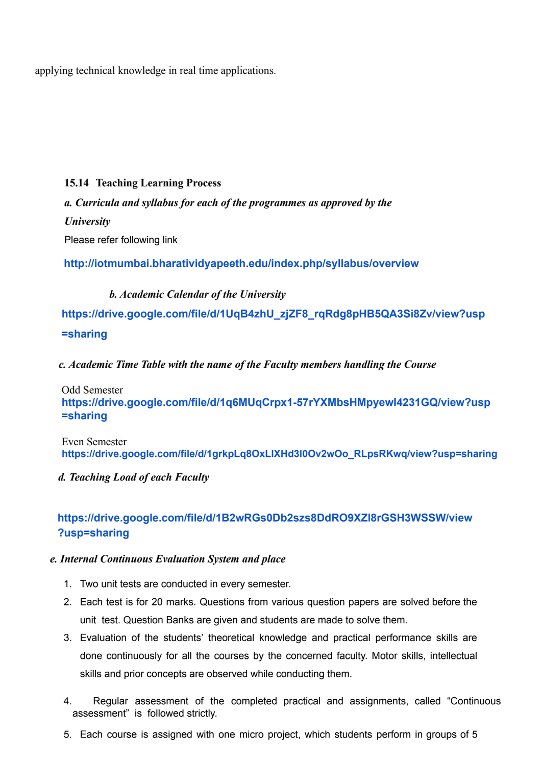applying technical knowledge in real time applications.

### 15.14 Teaching Learning Process

***a. Curricula and syllabus for each of the programmes as approved by the University***

Please refer following link

**http://iotmumbai.bharatividyapeeth.edu/index.php/syllabus/overview**

***b. Academic Calendar of the University***

**https://drive.google.com/file/d/1UqB4zhU_zjZF8_rqRdg8pHB5QA3Si8Zv/view?usp=sharing**

***c. Academic Time Table with the name of the Faculty members handling the Course***

Odd Semester
**https://drive.google.com/file/d/1q6MUqCrpx1-57rYXMbsHMpyewI4231GQ/view?usp=sharing**

Even Semester
**https://drive.google.com/file/d/1grkpLq8OxLlXHd3l0Ov2wOo_RLpsRKwq/view?usp=sharing**

***d. Teaching Load of each Faculty***

**https://drive.google.com/file/d/1B2wRGs0Db2szs8DdRO9XZl8rGSH3WSSW/view?usp=sharing**

***e. Internal Continuous Evaluation System and place***

1. Two unit tests are conducted in every semester.
2. Each test is for 20 marks. Questions from various question papers are solved before the unit test. Question Banks are given and students are made to solve them.
3. Evaluation of the students' theoretical knowledge and practical performance skills are done continuously for all the courses by the concerned faculty. Motor skills, intellectual skills and prior concepts are observed while conducting them.
4. Regular assessment of the completed practical and assignments, called "Continuous assessment" is followed strictly.
5. Each course is assigned with one micro project, which students perform in groups of 5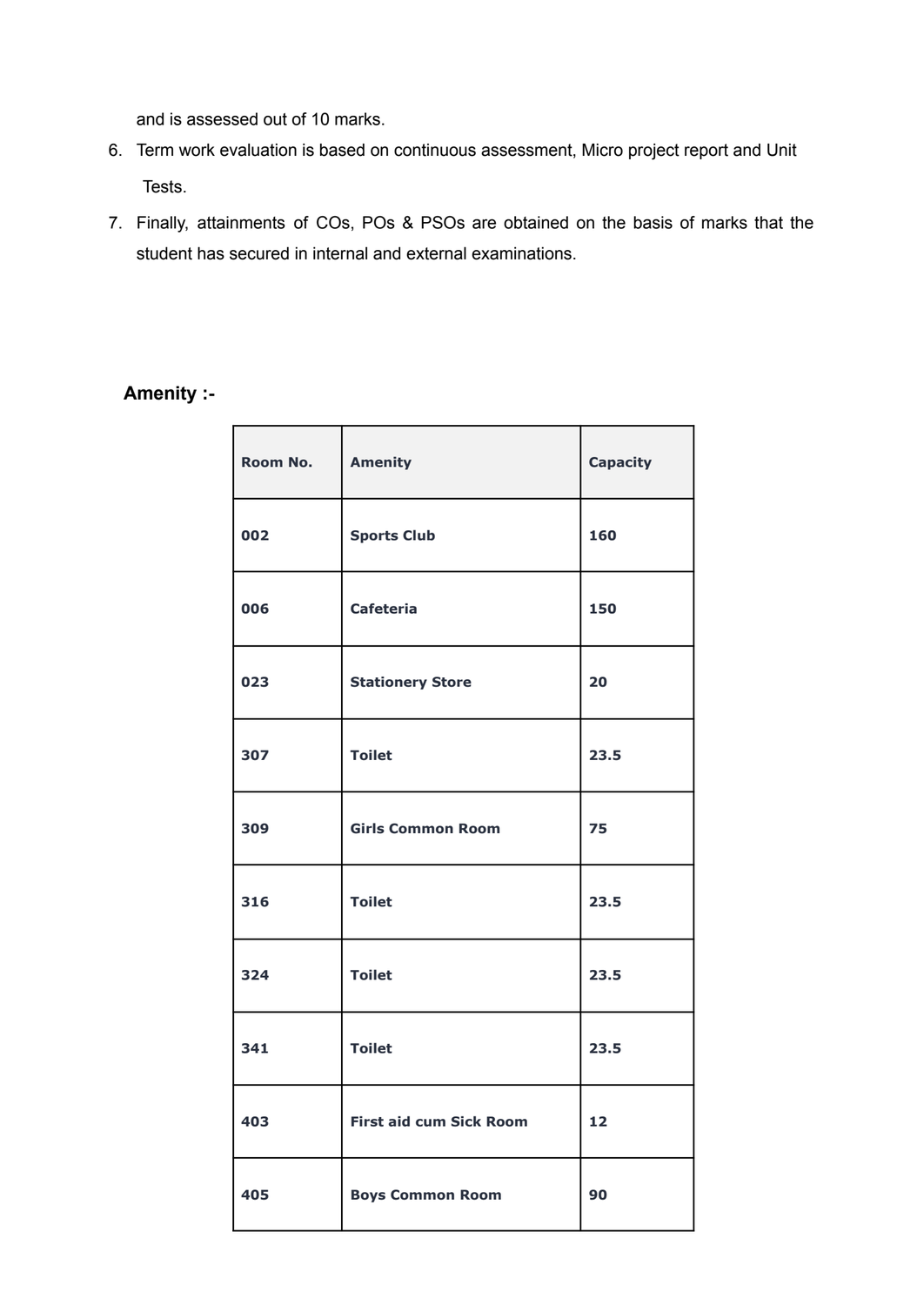and is assessed out of 10 marks.

6. Term work evaluation is based on continuous assessment, Micro project report and Unit Tests.
7. Finally, attainments of COs, POs & PSOs are obtained on the basis of marks that the student has secured in internal and external examinations.

**Amenity :-**

| Room No. | Amenity | Capacity |
|---|---|---|
| 002 | Sports Club | 160 |
| 006 | Cafeteria | 150 |
| 023 | Stationery Store | 20 |
| 307 | Toilet | 23.5 |
| 309 | Girls Common Room | 75 |
| 316 | Toilet | 23.5 |
| 324 | Toilet | 23.5 |
| 341 | Toilet | 23.5 |
| 403 | First aid cum Sick Room | 12 |
| 405 | Boys Common Room | 90 |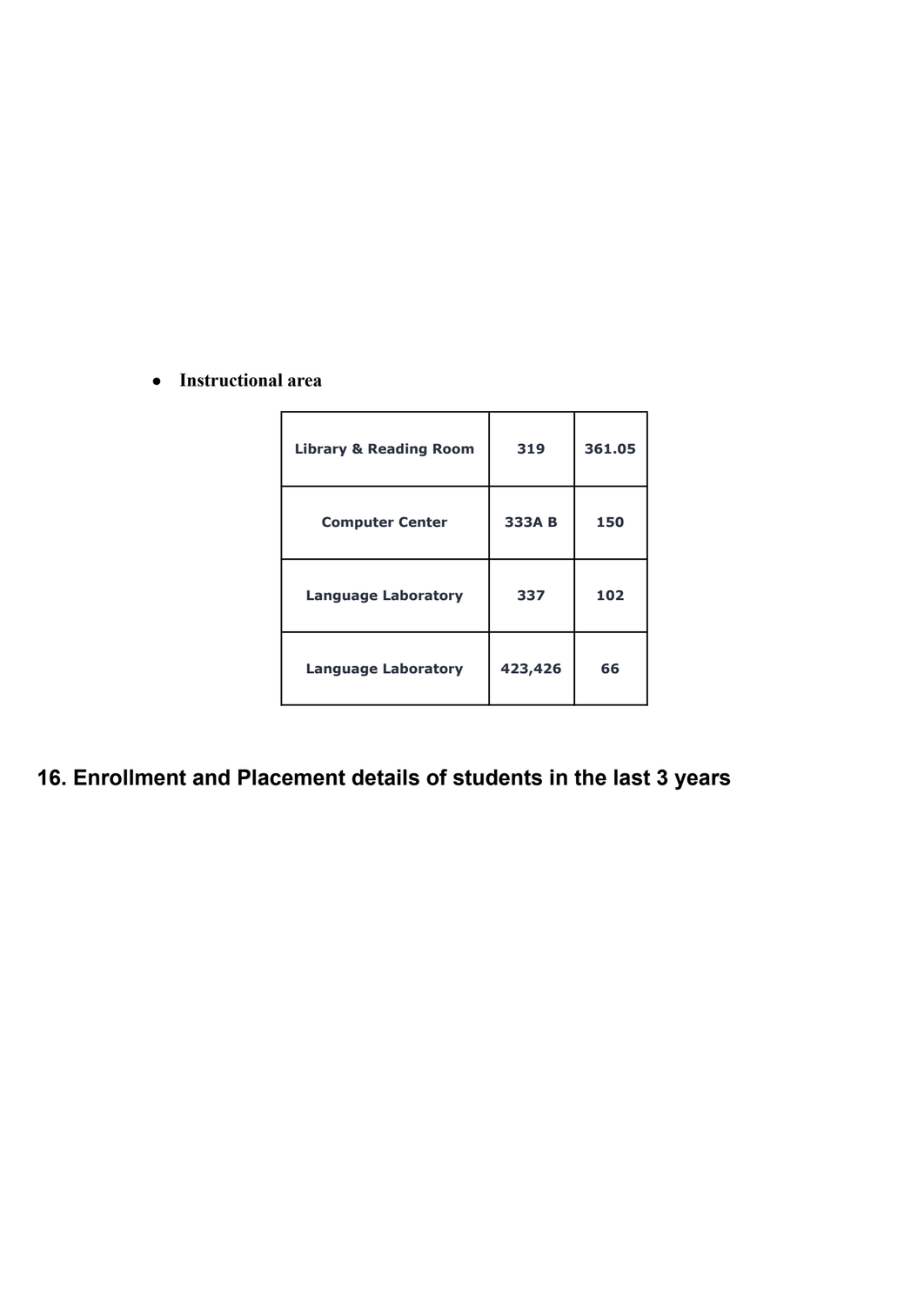- **Instructional area**

| Library & Reading Room | 319 | 361.05 |
|---|---|---|
| Computer Center | 333A B | 150 |
| Language Laboratory | 337 | 102 |
| Language Laboratory | 423,426 | 66 |

## 16. Enrollment and Placement details of students in the last 3 years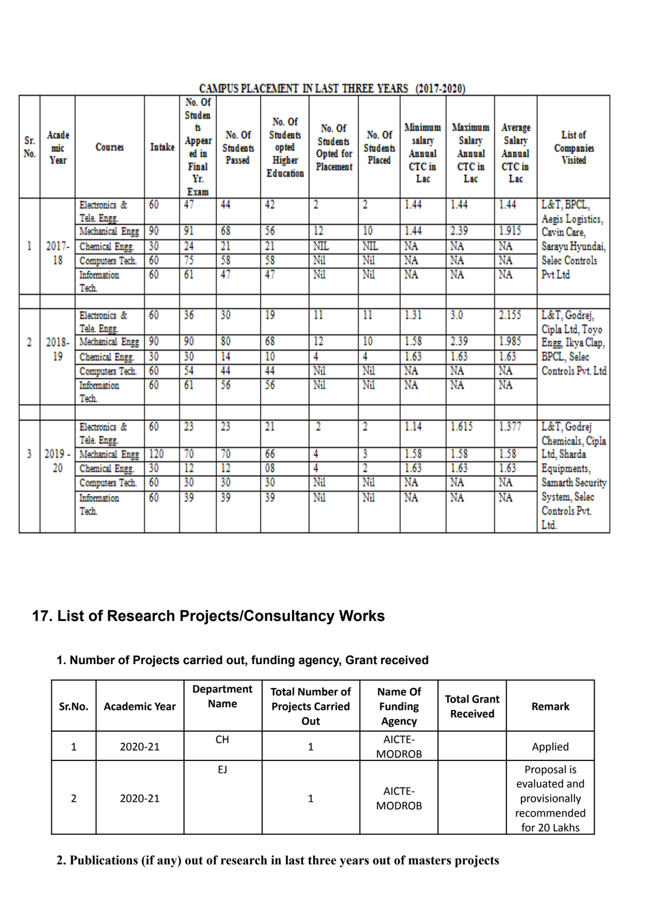CAMPUS PLACEMENT IN LAST THREE YEARS (2017-2020)

| Sr. No. | Academic Year | Courses | Intake | No. Of Students Appeared in Final Yr. Exam | No. Of Students Passed | No. Of Students opted Higher Education | No. Of Students Opted for Placement | No. Of Students Placed | Minimum salary Annual CTC in Lac | Maximum Salary Annual CTC in Lac | Average Salary Annual CTC in Lac | List of Companies Visited |
|---|---|---|---|---|---|---|---|---|---|---|---|---|
| 1 | 2017-18 | Electronics & Tele. Engg. | 60 | 47 | 44 | 42 | 2 | 2 | 1.44 | 1.44 | 1.44 | L&T, BPCL, Aegis Logistics, Cavin Care, Sarayu Hyundai, Selec Controls Pvt Ltd |
| | | Mechanical Engg | 90 | 91 | 68 | 56 | 12 | 10 | 1.44 | 2.39 | 1.915 | |
| | | Chemical Engg. | 30 | 24 | 21 | 21 | NIL | NIL | NA | NA | NA | |
| | | Computers Tech. | 60 | 75 | 58 | 58 | Nil | Nil | NA | NA | NA | |
| | | Information Tech. | 60 | 61 | 47 | 47 | Nil | Nil | NA | NA | NA | |
| | | | | | | | | | | | | |
| 2 | 2018-19 | Electronics & Tele. Engg. | 60 | 36 | 30 | 19 | 11 | 11 | 1.31 | 3.0 | 2.155 | L&T, Godrej, Cipla Ltd, Toyo Engg, Ikya Clap, BPCL, Selec Controls Pvt. Ltd |
| | | Mechanical Engg | 90 | 90 | 80 | 68 | 12 | 10 | 1.58 | 2.39 | 1.985 | |
| | | Chemical Engg. | 30 | 30 | 14 | 10 | 4 | 4 | 1.63 | 1.63 | 1.63 | |
| | | Computers Tech. | 60 | 54 | 44 | 44 | Nil | Nil | NA | NA | NA | |
| | | Information Tech. | 60 | 61 | 56 | 56 | Nil | Nil | NA | NA | NA | |
| | | | | | | | | | | | | |
| 3 | 2019 - 20 | Electronics & Tele. Engg. | 60 | 23 | 23 | 21 | 2 | 2 | 1.14 | 1.615 | 1.377 | L&T, Godrej Chemicals, Cipla Ltd, Sharda Equipments, Samarth Security System, Selec Controls Pvt. Ltd. |
| | | Mechanical Engg | 120 | 70 | 70 | 66 | 4 | 3 | 1.58 | 1.58 | 1.58 | |
| | | Chemical Engg. | 30 | 12 | 12 | 08 | 4 | 2 | 1.63 | 1.63 | 1.63 | |
| | | Computers Tech. | 60 | 30 | 30 | 30 | Nil | Nil | NA | NA | NA | |
| | | Information Tech. | 60 | 39 | 39 | 39 | Nil | Nil | NA | NA | NA | |

## 17. List of Research Projects/Consultancy Works

### 1. Number of Projects carried out, funding agency, Grant received

| Sr.No. | Academic Year | Department Name | Total Number of Projects Carried Out | Name Of Funding Agency | Total Grant Received | Remark |
|---|---|---|---|---|---|---|
| 1 | 2020-21 | CH | 1 | AICTE-MODROB | | Applied |
| 2 | 2020-21 | EJ | 1 | AICTE-MODROB | | Proposal is evaluated and provisionally recommended for 20 Lakhs |

### 2. Publications (if any) out of research in last three years out of masters projects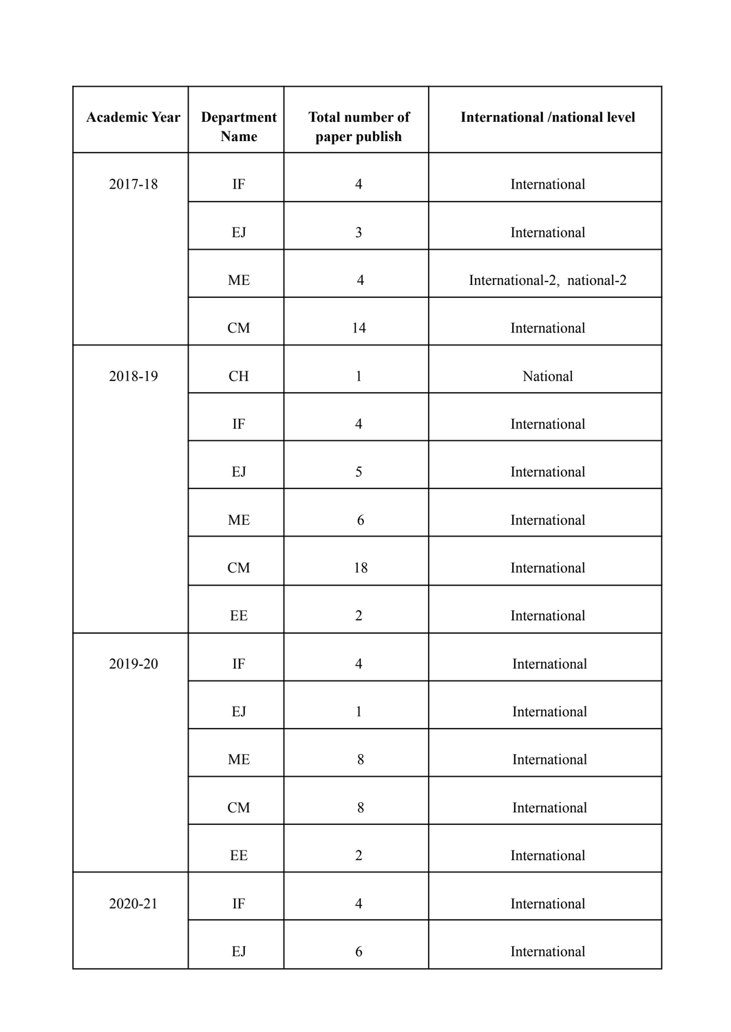| Academic Year | Department Name | Total number of paper publish | International /national level |
|---|---|---|---|
| 2017-18 | IF | 4 | International |
| | EJ | 3 | International |
| | ME | 4 | International-2, national-2 |
| | CM | 14 | International |
| 2018-19 | CH | 1 | National |
| | IF | 4 | International |
| | EJ | 5 | International |
| | ME | 6 | International |
| | CM | 18 | International |
| | EE | 2 | International |
| 2019-20 | IF | 4 | International |
| | EJ | 1 | International |
| | ME | 8 | International |
| | CM | 8 | International |
| | EE | 2 | International |
| 2020-21 | IF | 4 | International |
| | EJ | 6 | International |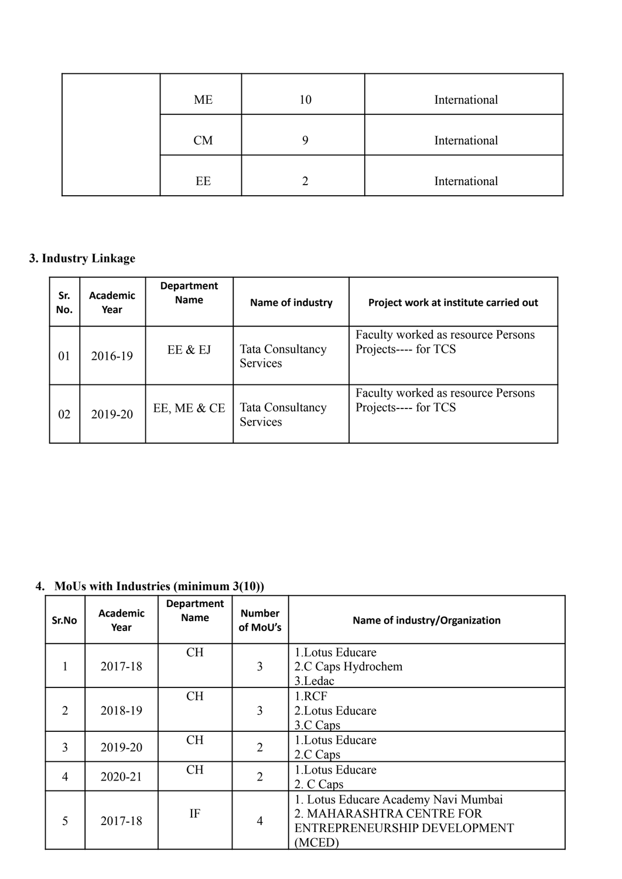| | | | |
|---|---|---|---|
| | ME | 10 | International |
| | CM | 9 | International |
| | EE | 2 | International |

**3. Industry Linkage**

| Sr. No. | Academic Year | Department Name | Name of industry | Project work at institute carried out |
|---|---|---|---|---|
| 01 | 2016-19 | EE & EJ | Tata Consultancy Services | Faculty worked as resource Persons Projects---- for TCS |
| 02 | 2019-20 | EE, ME & CE | Tata Consultancy Services | Faculty worked as resource Persons Projects---- for TCS |

4. **MoUs with Industries (minimum 3(10))**

| Sr.No | Academic Year | Department Name | Number of MoU's | Name of industry/Organization |
|---|---|---|---|---|
| 1 | 2017-18 | CH | 3 | 1.Lotus Educare<br>2.C Caps Hydrochem<br>3.Ledac |
| 2 | 2018-19 | CH | 3 | 1.RCF<br>2.Lotus Educare<br>3.C Caps |
| 3 | 2019-20 | CH | 2 | 1.Lotus Educare<br>2.C Caps |
| 4 | 2020-21 | CH | 2 | 1.Lotus Educare<br>2. C Caps |
| 5 | 2017-18 | IF | 4 | 1. Lotus Educare Academy Navi Mumbai<br>2. MAHARASHTRA CENTRE FOR ENTREPRENEURSHIP DEVELOPMENT (MCED) |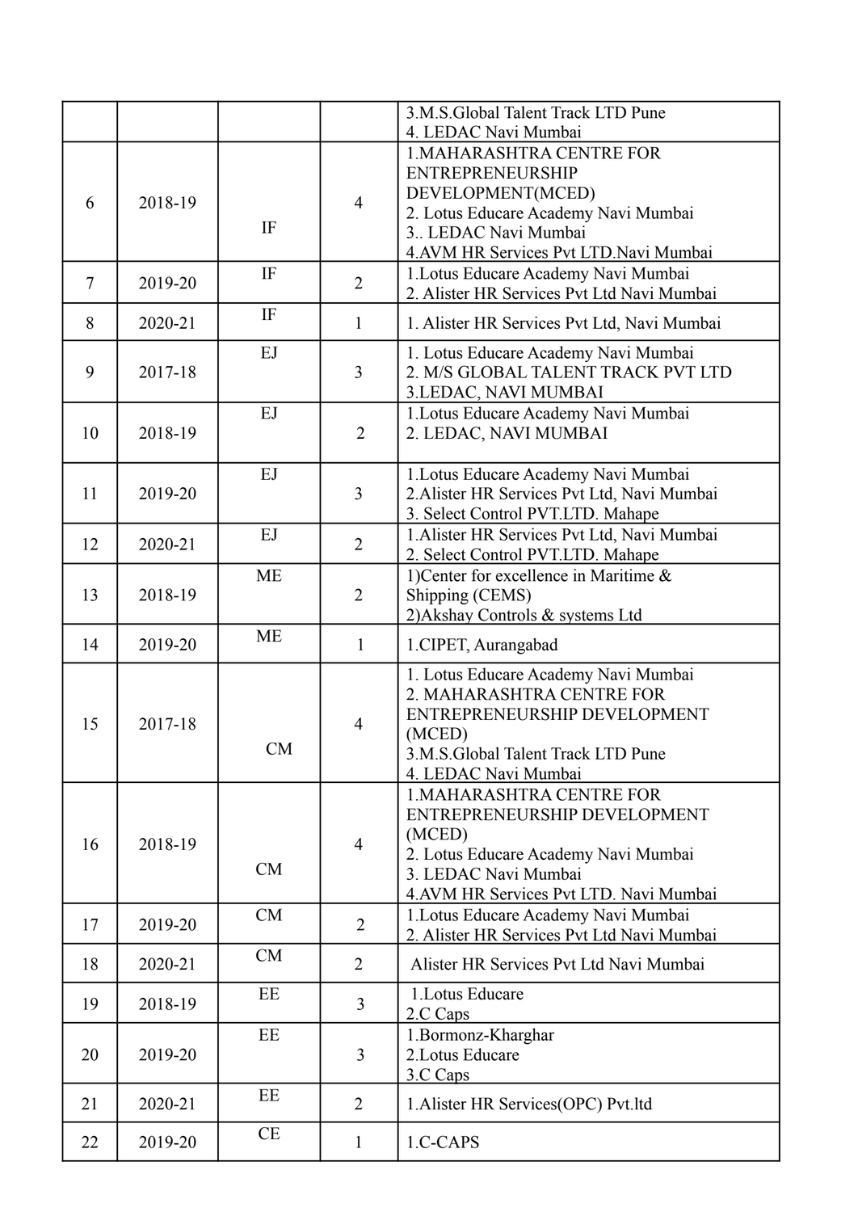| | | | | |
|---|---|---|---|---|
| | | | | 3.M.S.Global Talent Track LTD Pune<br>4. LEDAC Navi Mumbai |
| 6 | 2018-19 | IF | 4 | 1.MAHARASHTRA CENTRE FOR ENTREPRENEURSHIP DEVELOPMENT(MCED)<br>2. Lotus Educare Academy Navi Mumbai<br>3.. LEDAC Navi Mumbai<br>4.AVM HR Services Pvt LTD.Navi Mumbai |
| 7 | 2019-20 | IF | 2 | 1.Lotus Educare Academy Navi Mumbai<br>2. Alister HR Services Pvt Ltd Navi Mumbai |
| 8 | 2020-21 | IF | 1 | 1. Alister HR Services Pvt Ltd, Navi Mumbai |
| 9 | 2017-18 | EJ | 3 | 1. Lotus Educare Academy Navi Mumbai<br>2. M/S GLOBAL TALENT TRACK PVT LTD<br>3.LEDAC, NAVI MUMBAI |
| 10 | 2018-19 | EJ | 2 | 1.Lotus Educare Academy Navi Mumbai<br>2. LEDAC, NAVI MUMBAI |
| 11 | 2019-20 | EJ | 3 | 1.Lotus Educare Academy Navi Mumbai<br>2.Alister HR Services Pvt Ltd, Navi Mumbai<br>3. Select Control PVT.LTD. Mahape |
| 12 | 2020-21 | EJ | 2 | 1.Alister HR Services Pvt Ltd, Navi Mumbai<br>2. Select Control PVT.LTD. Mahape |
| 13 | 2018-19 | ME | 2 | 1)Center for excellence in Maritime & Shipping (CEMS)<br>2)Akshay Controls & systems Ltd |
| 14 | 2019-20 | ME | 1 | 1.CIPET, Aurangabad |
| 15 | 2017-18 | CM | 4 | 1. Lotus Educare Academy Navi Mumbai<br>2. MAHARASHTRA CENTRE FOR ENTREPRENEURSHIP DEVELOPMENT (MCED)<br>3.M.S.Global Talent Track LTD Pune<br>4. LEDAC Navi Mumbai |
| 16 | 2018-19 | CM | 4 | 1.MAHARASHTRA CENTRE FOR ENTREPRENEURSHIP DEVELOPMENT (MCED)<br>2. Lotus Educare Academy Navi Mumbai<br>3. LEDAC Navi Mumbai<br>4.AVM HR Services Pvt LTD. Navi Mumbai |
| 17 | 2019-20 | CM | 2 | 1.Lotus Educare Academy Navi Mumbai<br>2. Alister HR Services Pvt Ltd Navi Mumbai |
| 18 | 2020-21 | CM | 2 | Alister HR Services Pvt Ltd Navi Mumbai |
| 19 | 2018-19 | EE | 3 | 1.Lotus Educare<br>2.C Caps |
| 20 | 2019-20 | EE | 3 | 1.Bormonz-Kharghar<br>2.Lotus Educare<br>3.C Caps |
| 21 | 2020-21 | EE | 2 | 1.Alister HR Services(OPC) Pvt.ltd |
| 22 | 2019-20 | CE | 1 | 1.C-CAPS |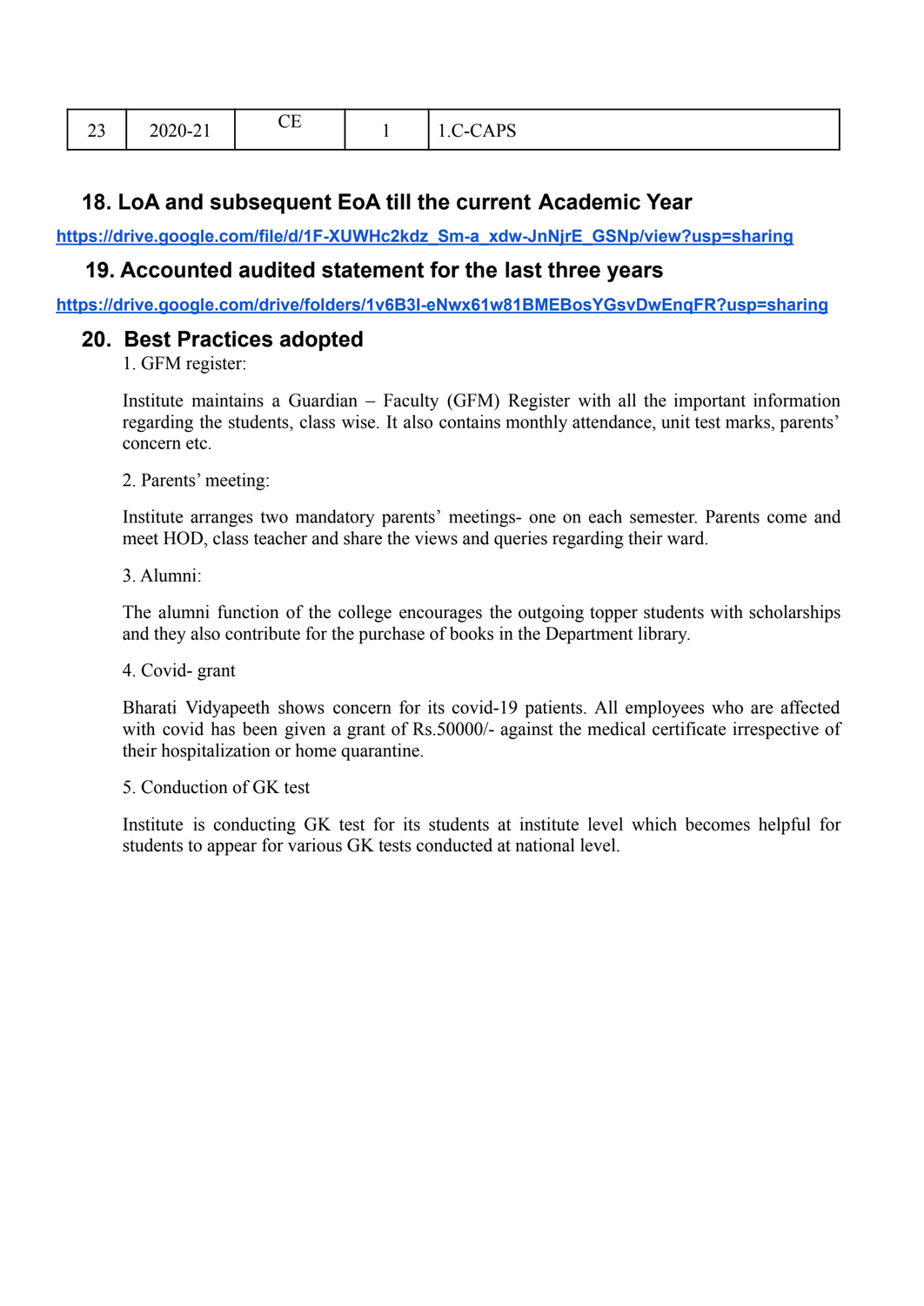| | | | | |
|---|---|---|---|---|
| 23 | 2020-21 | CE | 1 | 1.C-CAPS |

## 18. LoA and subsequent EoA till the current Academic Year

https://drive.google.com/file/d/1F-XUWHc2kdz_Sm-a_xdw-JnNjrE_GSNp/view?usp=sharing

## 19. Accounted audited statement for the last three years

https://drive.google.com/drive/folders/1v6B3l-eNwx61w81BMEBosYGsvDwEnqFR?usp=sharing

## 20. Best Practices adopted

1. GFM register:

Institute maintains a Guardian – Faculty (GFM) Register with all the important information regarding the students, class wise. It also contains monthly attendance, unit test marks, parents' concern etc.

2. Parents' meeting:

Institute arranges two mandatory parents' meetings- one on each semester. Parents come and meet HOD, class teacher and share the views and queries regarding their ward.

3. Alumni:

The alumni function of the college encourages the outgoing topper students with scholarships and they also contribute for the purchase of books in the Department library.

4. Covid- grant

Bharati Vidyapeeth shows concern for its covid-19 patients. All employees who are affected with covid has been given a grant of Rs.50000/- against the medical certificate irrespective of their hospitalization or home quarantine.

5. Conduction of GK test

Institute is conducting GK test for its students at institute level which becomes helpful for students to appear for various GK tests conducted at national level.